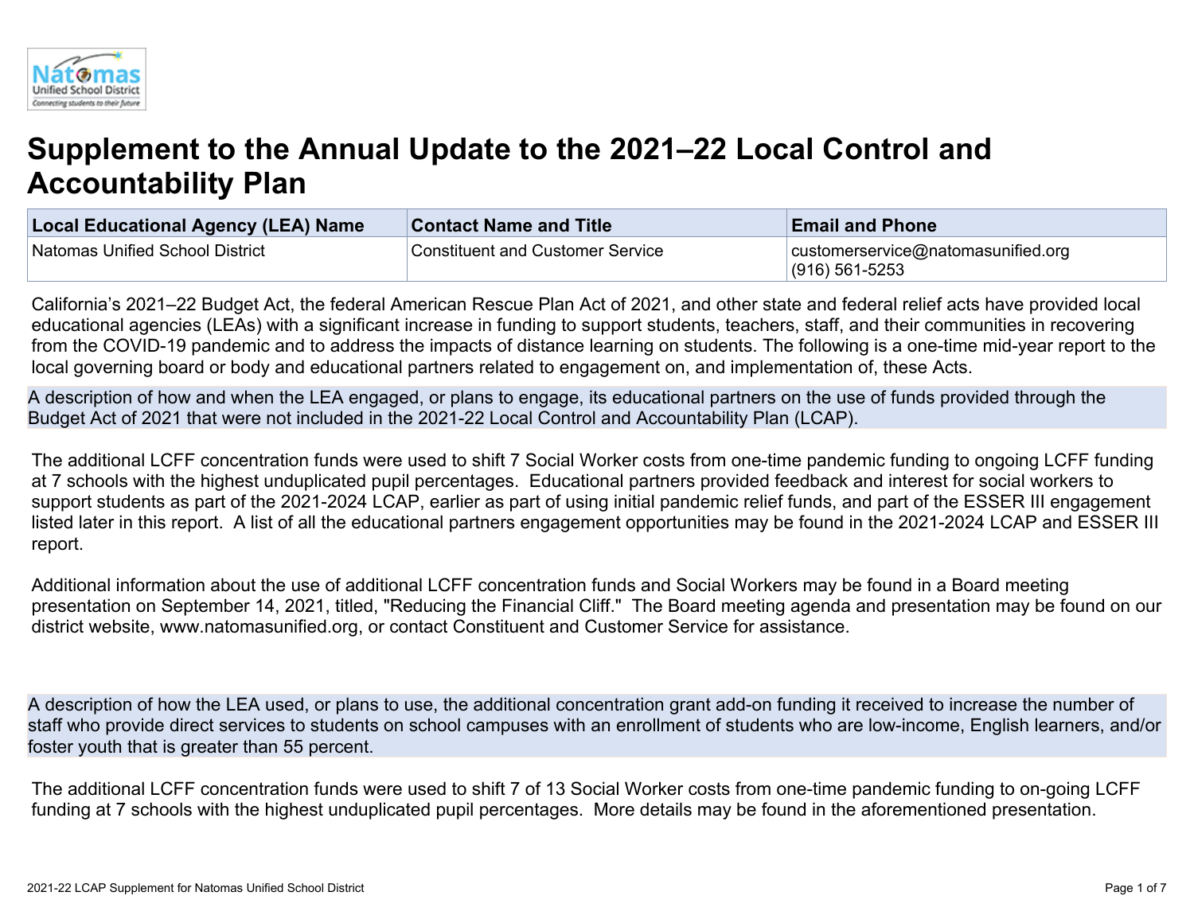# Supplement to the Annual Update to the 2021–22 Local Control and Accountability Plan

| Local Educational Agency (LEA) Name | Contact Name and Title | Email and Phone |
|---|---|---|
| Natomas Unified School District | Constituent and Customer Service | customerservice@natomasunified.org (916) 561-5253 |

California's 2021–22 Budget Act, the federal American Rescue Plan Act of 2021, and other state and federal relief acts have provided local educational agencies (LEAs) with a significant increase in funding to support students, teachers, staff, and their communities in recovering from the COVID-19 pandemic and to address the impacts of distance learning on students. The following is a one-time mid-year report to the local governing board or body and educational partners related to engagement on, and implementation of, these Acts.

## A description of how and when the LEA engaged, or plans to engage, its educational partners on the use of funds provided through the Budget Act of 2021 that were not included in the 2021-22 Local Control and Accountability Plan (LCAP).

The additional LCFF concentration funds were used to shift 7 Social Worker costs from one-time pandemic funding to ongoing LCFF funding at 7 schools with the highest unduplicated pupil percentages. Educational partners provided feedback and interest for social workers to support students as part of the 2021-2024 LCAP, earlier as part of using initial pandemic relief funds, and part of the ESSER III engagement listed later in this report. A list of all the educational partners engagement opportunities may be found in the 2021-2024 LCAP and ESSER III report.

Additional information about the use of additional LCFF concentration funds and Social Workers may be found in a Board meeting presentation on September 14, 2021, titled, "Reducing the Financial Cliff." The Board meeting agenda and presentation may be found on our district website, www.natomasunified.org, or contact Constituent and Customer Service for assistance.

## A description of how the LEA used, or plans to use, the additional concentration grant add-on funding it received to increase the number of staff who provide direct services to students on school campuses with an enrollment of students who are low-income, English learners, and/or foster youth that is greater than 55 percent.

The additional LCFF concentration funds were used to shift 7 of 13 Social Worker costs from one-time pandemic funding to on-going LCFF funding at 7 schools with the highest unduplicated pupil percentages. More details may be found in the aforementioned presentation.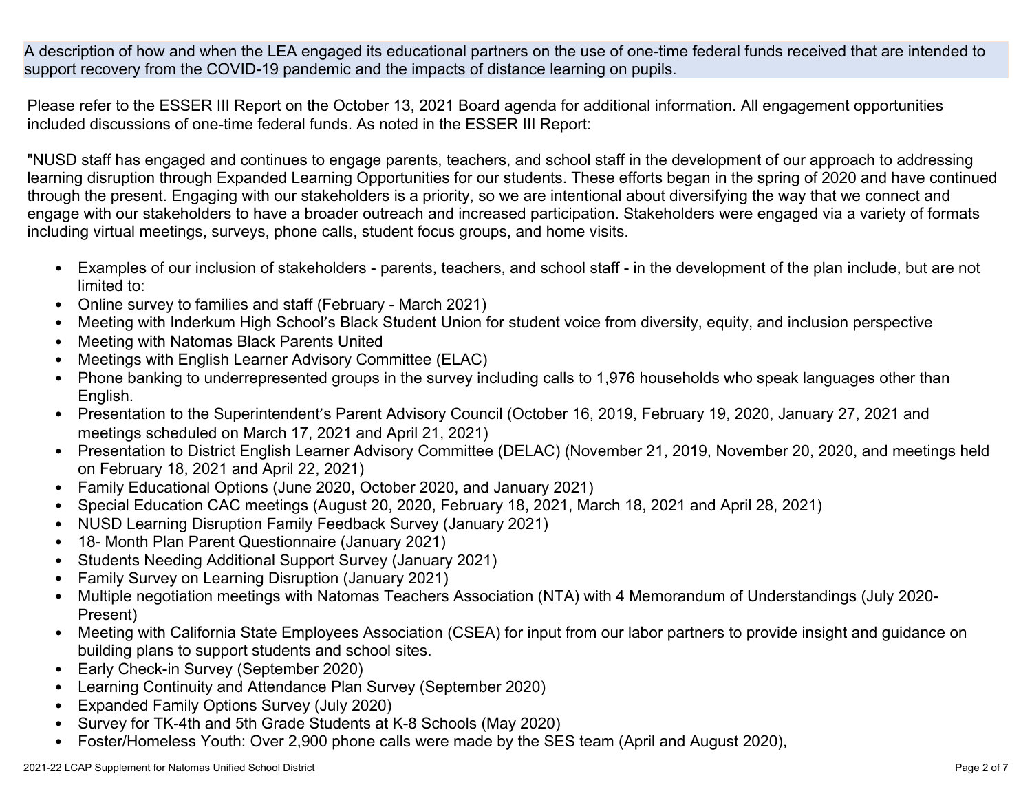A description of how and when the LEA engaged its educational partners on the use of one-time federal funds received that are intended to support recovery from the COVID-19 pandemic and the impacts of distance learning on pupils.

Please refer to the ESSER III Report on the October 13, 2021 Board agenda for additional information. All engagement opportunities included discussions of one-time federal funds. As noted in the ESSER III Report:

"NUSD staff has engaged and continues to engage parents, teachers, and school staff in the development of our approach to addressing learning disruption through Expanded Learning Opportunities for our students. These efforts began in the spring of 2020 and have continued through the present. Engaging with our stakeholders is a priority, so we are intentional about diversifying the way that we connect and engage with our stakeholders to have a broader outreach and increased participation. Stakeholders were engaged via a variety of formats including virtual meetings, surveys, phone calls, student focus groups, and home visits.

- Examples of our inclusion of stakeholders - parents, teachers, and school staff - in the development of the plan include, but are not limited to:
- Online survey to families and staff (February - March 2021)
- Meeting with Inderkum High School's Black Student Union for student voice from diversity, equity, and inclusion perspective
- Meeting with Natomas Black Parents United
- Meetings with English Learner Advisory Committee (ELAC)
- Phone banking to underrepresented groups in the survey including calls to 1,976 households who speak languages other than English.
- Presentation to the Superintendent's Parent Advisory Council (October 16, 2019, February 19, 2020, January 27, 2021 and meetings scheduled on March 17, 2021 and April 21, 2021)
- Presentation to District English Learner Advisory Committee (DELAC) (November 21, 2019, November 20, 2020, and meetings held on February 18, 2021 and April 22, 2021)
- Family Educational Options (June 2020, October 2020, and January 2021)
- Special Education CAC meetings (August 20, 2020, February 18, 2021, March 18, 2021 and April 28, 2021)
- NUSD Learning Disruption Family Feedback Survey (January 2021)
- 18- Month Plan Parent Questionnaire (January 2021)
- Students Needing Additional Support Survey (January 2021)
- Family Survey on Learning Disruption (January 2021)
- Multiple negotiation meetings with Natomas Teachers Association (NTA) with 4 Memorandum of Understandings (July 2020-Present)
- Meeting with California State Employees Association (CSEA) for input from our labor partners to provide insight and guidance on building plans to support students and school sites.
- Early Check-in Survey (September 2020)
- Learning Continuity and Attendance Plan Survey (September 2020)
- Expanded Family Options Survey (July 2020)
- Survey for TK-4th and 5th Grade Students at K-8 Schools (May 2020)
- Foster/Homeless Youth: Over 2,900 phone calls were made by the SES team (April and August 2020),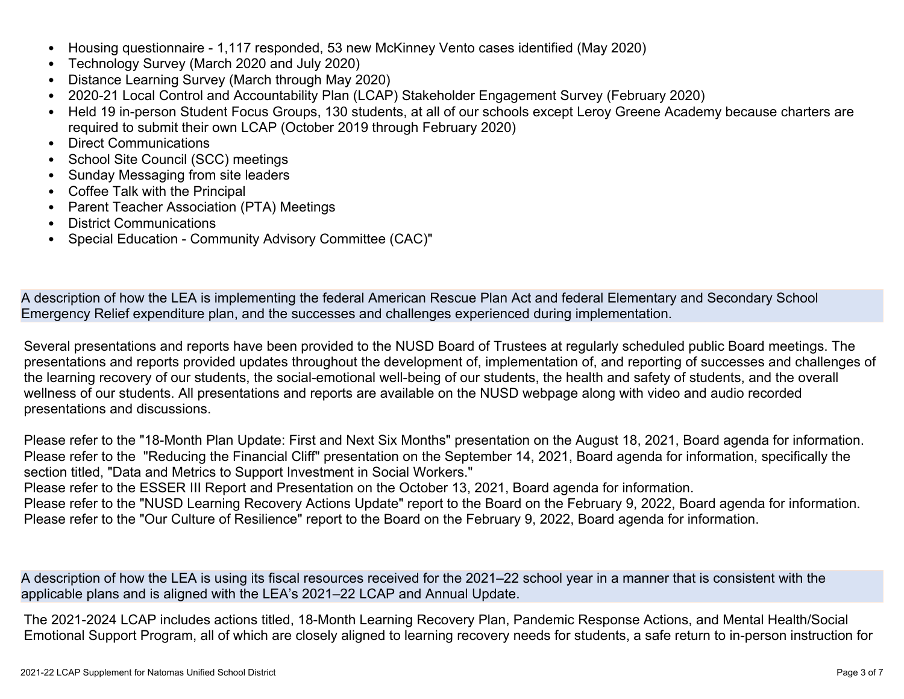- Housing questionnaire - 1,117 responded, 53 new McKinney Vento cases identified (May 2020)
- Technology Survey (March 2020 and July 2020)
- Distance Learning Survey (March through May 2020)
- 2020-21 Local Control and Accountability Plan (LCAP) Stakeholder Engagement Survey (February 2020)
- Held 19 in-person Student Focus Groups, 130 students, at all of our schools except Leroy Greene Academy because charters are required to submit their own LCAP (October 2019 through February 2020)
- Direct Communications
- School Site Council (SCC) meetings
- Sunday Messaging from site leaders
- Coffee Talk with the Principal
- Parent Teacher Association (PTA) Meetings
- District Communications
- Special Education - Community Advisory Committee (CAC)"

## A description of how the LEA is implementing the federal American Rescue Plan Act and federal Elementary and Secondary School Emergency Relief expenditure plan, and the successes and challenges experienced during implementation.

Several presentations and reports have been provided to the NUSD Board of Trustees at regularly scheduled public Board meetings. The presentations and reports provided updates throughout the development of, implementation of, and reporting of successes and challenges of the learning recovery of our students, the social-emotional well-being of our students, the health and safety of students, and the overall wellness of our students. All presentations and reports are available on the NUSD webpage along with video and audio recorded presentations and discussions.

Please refer to the "18-Month Plan Update: First and Next Six Months" presentation on the August 18, 2021, Board agenda for information.
Please refer to the "Reducing the Financial Cliff" presentation on the September 14, 2021, Board agenda for information, specifically the section titled, "Data and Metrics to Support Investment in Social Workers."
Please refer to the ESSER III Report and Presentation on the October 13, 2021, Board agenda for information.
Please refer to the "NUSD Learning Recovery Actions Update" report to the Board on the February 9, 2022, Board agenda for information.
Please refer to the "Our Culture of Resilience" report to the Board on the February 9, 2022, Board agenda for information.

## A description of how the LEA is using its fiscal resources received for the 2021–22 school year in a manner that is consistent with the applicable plans and is aligned with the LEA's 2021–22 LCAP and Annual Update.

The 2021-2024 LCAP includes actions titled, 18-Month Learning Recovery Plan, Pandemic Response Actions, and Mental Health/Social Emotional Support Program, all of which are closely aligned to learning recovery needs for students, a safe return to in-person instruction for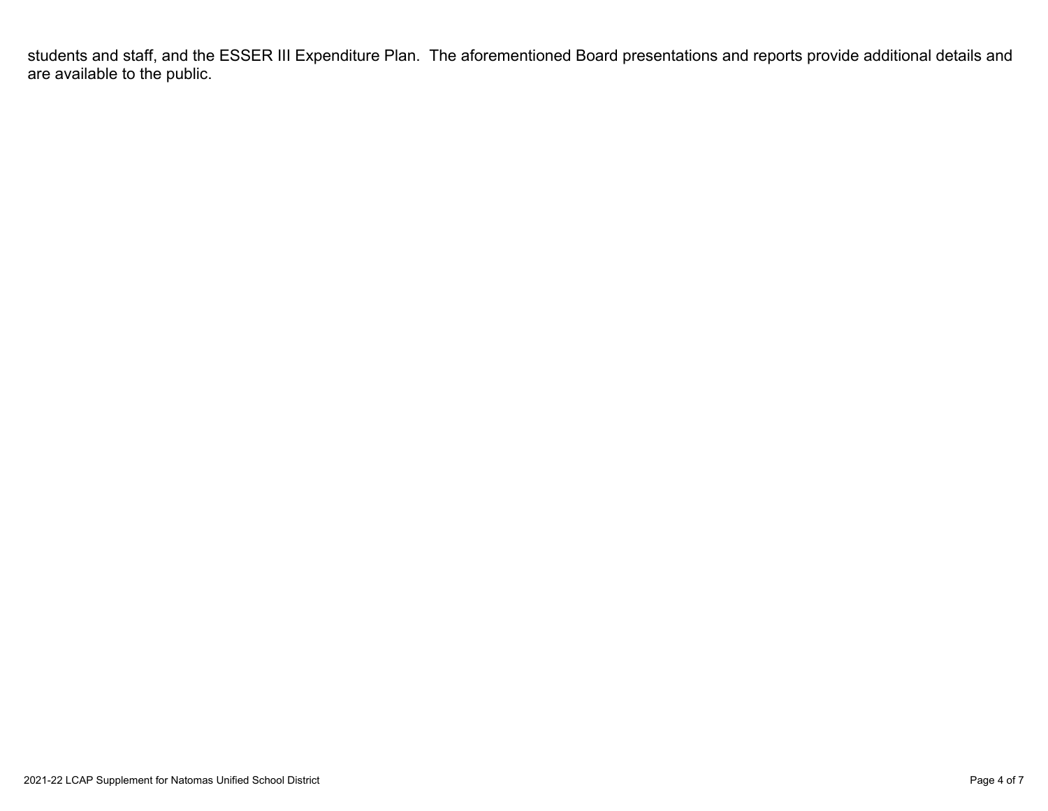students and staff, and the ESSER III Expenditure Plan.  The aforementioned Board presentations and reports provide additional details and are available to the public.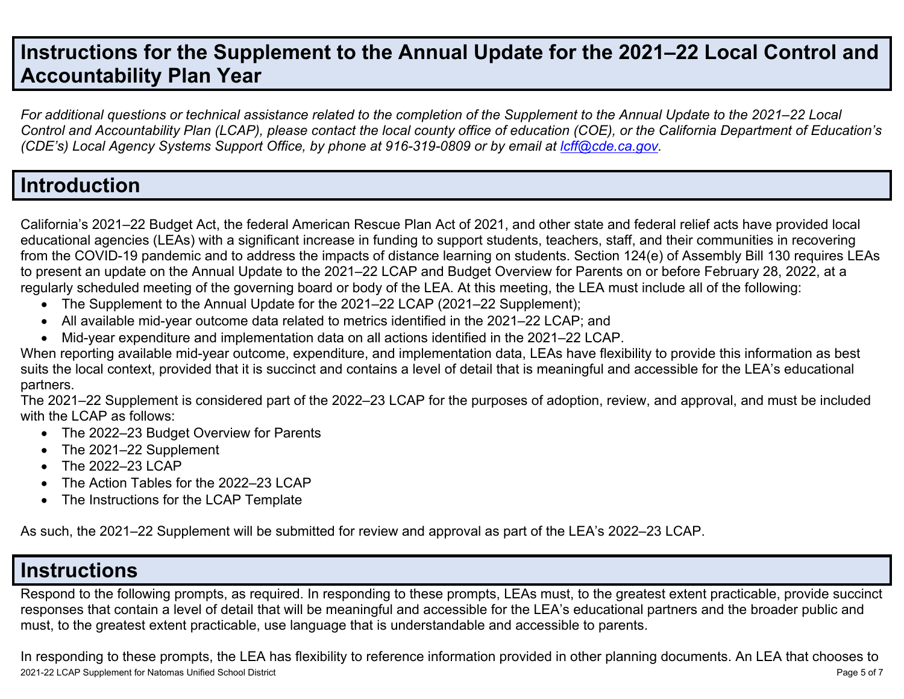# Instructions for the Supplement to the Annual Update for the 2021–22 Local Control and Accountability Plan Year

*For additional questions or technical assistance related to the completion of the Supplement to the Annual Update to the 2021–22 Local Control and Accountability Plan (LCAP), please contact the local county office of education (COE), or the California Department of Education's (CDE's) Local Agency Systems Support Office, by phone at 916-319-0809 or by email at [lcff@cde.ca.gov](mailto:lcff@cde.ca.gov).*

# Introduction

California's 2021–22 Budget Act, the federal American Rescue Plan Act of 2021, and other state and federal relief acts have provided local educational agencies (LEAs) with a significant increase in funding to support students, teachers, staff, and their communities in recovering from the COVID-19 pandemic and to address the impacts of distance learning on students. Section 124(e) of Assembly Bill 130 requires LEAs to present an update on the Annual Update to the 2021–22 LCAP and Budget Overview for Parents on or before February 28, 2022, at a regularly scheduled meeting of the governing board or body of the LEA. At this meeting, the LEA must include all of the following:

- The Supplement to the Annual Update for the 2021–22 LCAP (2021–22 Supplement);
- All available mid-year outcome data related to metrics identified in the 2021–22 LCAP; and
- Mid-year expenditure and implementation data on all actions identified in the 2021–22 LCAP.

When reporting available mid-year outcome, expenditure, and implementation data, LEAs have flexibility to provide this information as best suits the local context, provided that it is succinct and contains a level of detail that is meaningful and accessible for the LEA's educational partners.

The 2021–22 Supplement is considered part of the 2022–23 LCAP for the purposes of adoption, review, and approval, and must be included with the LCAP as follows:

- The 2022–23 Budget Overview for Parents
- The 2021–22 Supplement
- The 2022–23 LCAP
- The Action Tables for the 2022–23 LCAP
- The Instructions for the LCAP Template

As such, the 2021–22 Supplement will be submitted for review and approval as part of the LEA's 2022–23 LCAP.

# Instructions

Respond to the following prompts, as required. In responding to these prompts, LEAs must, to the greatest extent practicable, provide succinct responses that contain a level of detail that will be meaningful and accessible for the LEA's educational partners and the broader public and must, to the greatest extent practicable, use language that is understandable and accessible to parents.

In responding to these prompts, the LEA has flexibility to reference information provided in other planning documents. An LEA that chooses to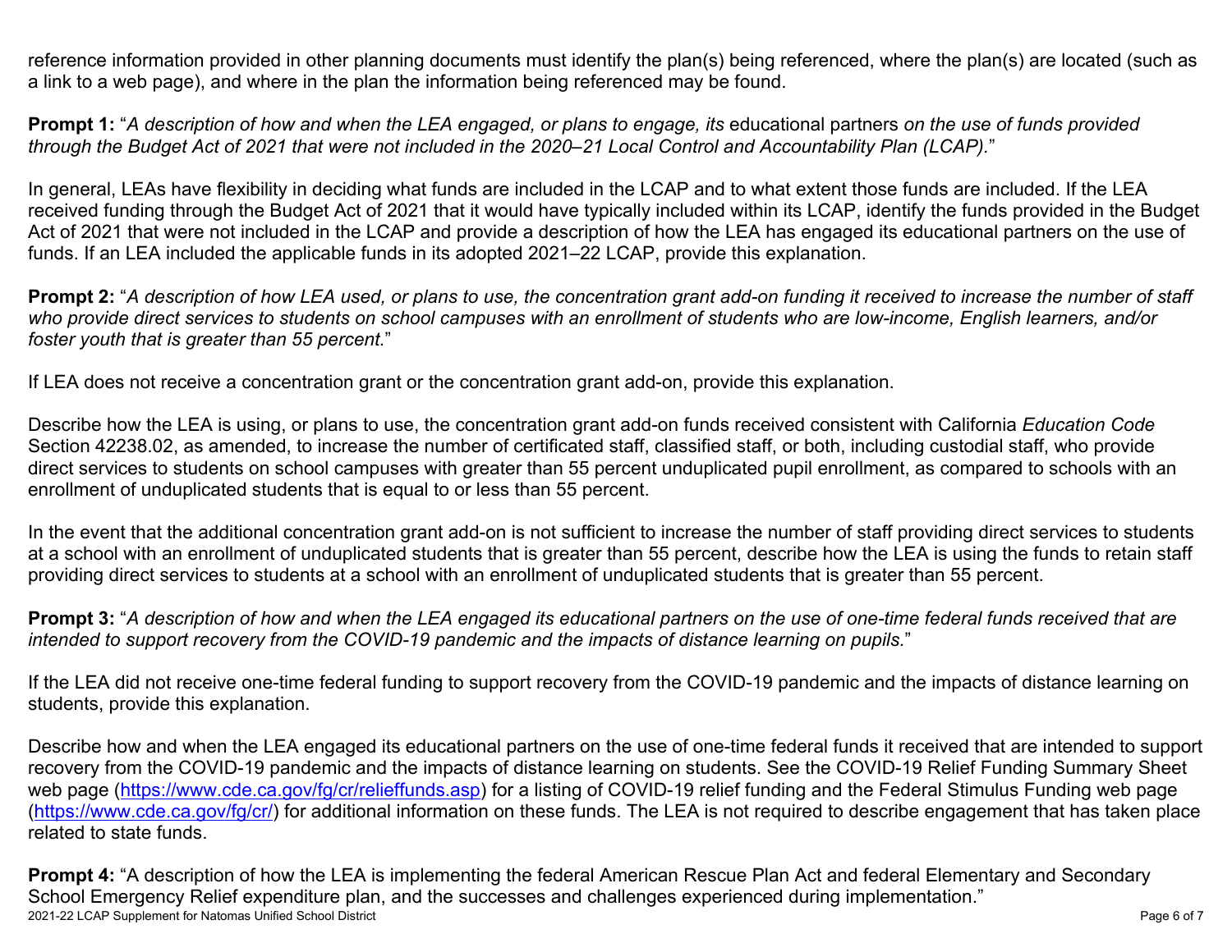reference information provided in other planning documents must identify the plan(s) being referenced, where the plan(s) are located (such as a link to a web page), and where in the plan the information being referenced may be found.

**Prompt 1:** "*A description of how and when the LEA engaged, or plans to engage, its* educational partners *on the use of funds provided through the Budget Act of 2021 that were not included in the 2020–21 Local Control and Accountability Plan (LCAP).*"

In general, LEAs have flexibility in deciding what funds are included in the LCAP and to what extent those funds are included. If the LEA received funding through the Budget Act of 2021 that it would have typically included within its LCAP, identify the funds provided in the Budget Act of 2021 that were not included in the LCAP and provide a description of how the LEA has engaged its educational partners on the use of funds. If an LEA included the applicable funds in its adopted 2021–22 LCAP, provide this explanation.

**Prompt 2:** "*A description of how LEA used, or plans to use, the concentration grant add-on funding it received to increase the number of staff who provide direct services to students on school campuses with an enrollment of students who are low-income, English learners, and/or foster youth that is greater than 55 percent.*"

If LEA does not receive a concentration grant or the concentration grant add-on, provide this explanation.

Describe how the LEA is using, or plans to use, the concentration grant add-on funds received consistent with California *Education Code* Section 42238.02, as amended, to increase the number of certificated staff, classified staff, or both, including custodial staff, who provide direct services to students on school campuses with greater than 55 percent unduplicated pupil enrollment, as compared to schools with an enrollment of unduplicated students that is equal to or less than 55 percent.

In the event that the additional concentration grant add-on is not sufficient to increase the number of staff providing direct services to students at a school with an enrollment of unduplicated students that is greater than 55 percent, describe how the LEA is using the funds to retain staff providing direct services to students at a school with an enrollment of unduplicated students that is greater than 55 percent.

**Prompt 3:** "*A description of how and when the LEA engaged its educational partners on the use of one-time federal funds received that are intended to support recovery from the COVID-19 pandemic and the impacts of distance learning on pupils.*"

If the LEA did not receive one-time federal funding to support recovery from the COVID-19 pandemic and the impacts of distance learning on students, provide this explanation.

Describe how and when the LEA engaged its educational partners on the use of one-time federal funds it received that are intended to support recovery from the COVID-19 pandemic and the impacts of distance learning on students. See the COVID-19 Relief Funding Summary Sheet web page ([https://www.cde.ca.gov/fg/cr/relieffunds.asp](https://www.cde.ca.gov/fg/cr/relieffunds.asp)) for a listing of COVID-19 relief funding and the Federal Stimulus Funding web page ([https://www.cde.ca.gov/fg/cr/](https://www.cde.ca.gov/fg/cr/)) for additional information on these funds. The LEA is not required to describe engagement that has taken place related to state funds.

**Prompt 4:** "A description of how the LEA is implementing the federal American Rescue Plan Act and federal Elementary and Secondary School Emergency Relief expenditure plan, and the successes and challenges experienced during implementation."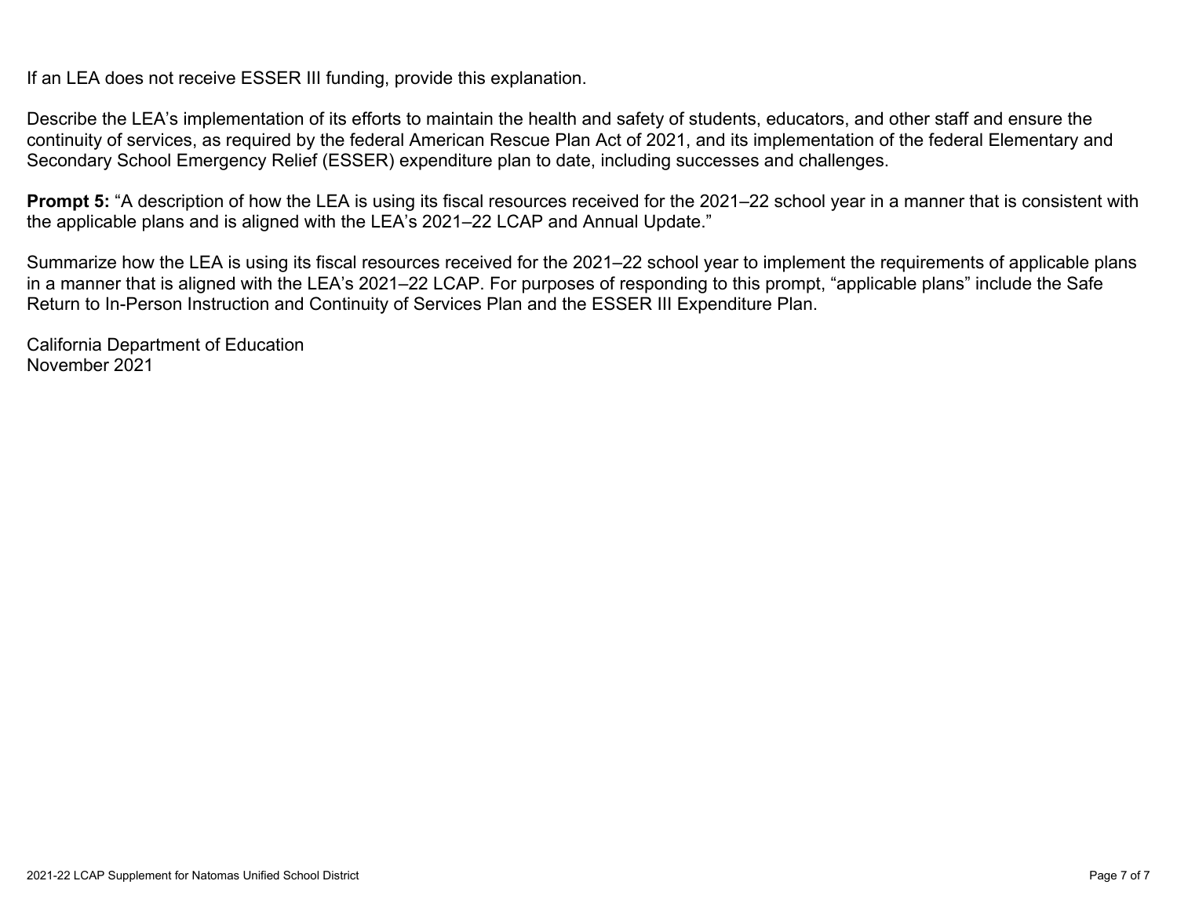If an LEA does not receive ESSER III funding, provide this explanation.

Describe the LEA's implementation of its efforts to maintain the health and safety of students, educators, and other staff and ensure the continuity of services, as required by the federal American Rescue Plan Act of 2021, and its implementation of the federal Elementary and Secondary School Emergency Relief (ESSER) expenditure plan to date, including successes and challenges.

**Prompt 5:** "A description of how the LEA is using its fiscal resources received for the 2021–22 school year in a manner that is consistent with the applicable plans and is aligned with the LEA's 2021–22 LCAP and Annual Update."

Summarize how the LEA is using its fiscal resources received for the 2021–22 school year to implement the requirements of applicable plans in a manner that is aligned with the LEA's 2021–22 LCAP. For purposes of responding to this prompt, "applicable plans" include the Safe Return to In-Person Instruction and Continuity of Services Plan and the ESSER III Expenditure Plan.

California Department of Education
November 2021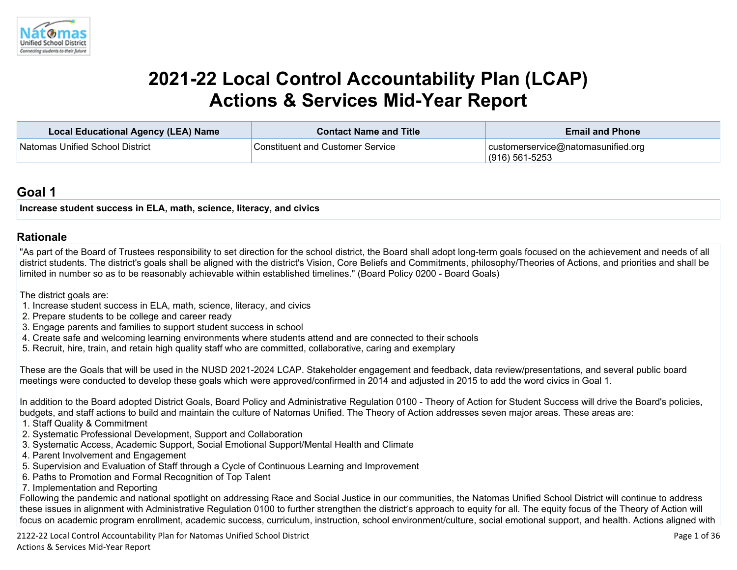# 2021-22 Local Control Accountability Plan (LCAP) Actions & Services Mid-Year Report

| Local Educational Agency (LEA) Name | Contact Name and Title | Email and Phone |
| --- | --- | --- |
| Natomas Unified School District | Constituent and Customer Service | customerservice@natomasunified.org (916) 561-5253 |

## Goal 1

**Increase student success in ELA, math, science, literacy, and civics**

## Rationale

"As part of the Board of Trustees responsibility to set direction for the school district, the Board shall adopt long-term goals focused on the achievement and needs of all district students. The district's goals shall be aligned with the district's Vision, Core Beliefs and Commitments, philosophy/Theories of Actions, and priorities and shall be limited in number so as to be reasonably achievable within established timelines." (Board Policy 0200 - Board Goals)

The district goals are:

1. Increase student success in ELA, math, science, literacy, and civics
2. Prepare students to be college and career ready
3. Engage parents and families to support student success in school
4. Create safe and welcoming learning environments where students attend and are connected to their schools
5. Recruit, hire, train, and retain high quality staff who are committed, collaborative, caring and exemplary

These are the Goals that will be used in the NUSD 2021-2024 LCAP. Stakeholder engagement and feedback, data review/presentations, and several public board meetings were conducted to develop these goals which were approved/confirmed in 2014 and adjusted in 2015 to add the word civics in Goal 1.

In addition to the Board adopted District Goals, Board Policy and Administrative Regulation 0100 - Theory of Action for Student Success will drive the Board's policies, budgets, and staff actions to build and maintain the culture of Natomas Unified. The Theory of Action addresses seven major areas. These areas are:

1. Staff Quality & Commitment
2. Systematic Professional Development, Support and Collaboration
3. Systematic Access, Academic Support, Social Emotional Support/Mental Health and Climate
4. Parent Involvement and Engagement
5. Supervision and Evaluation of Staff through a Cycle of Continuous Learning and Improvement
6. Paths to Promotion and Formal Recognition of Top Talent
7. Implementation and Reporting

Following the pandemic and national spotlight on addressing Race and Social Justice in our communities, the Natomas Unified School District will continue to address these issues in alignment with Administrative Regulation 0100 to further strengthen the district's approach to equity for all. The equity focus of the Theory of Action will focus on academic program enrollment, academic success, curriculum, instruction, school environment/culture, social emotional support, and health. Actions aligned with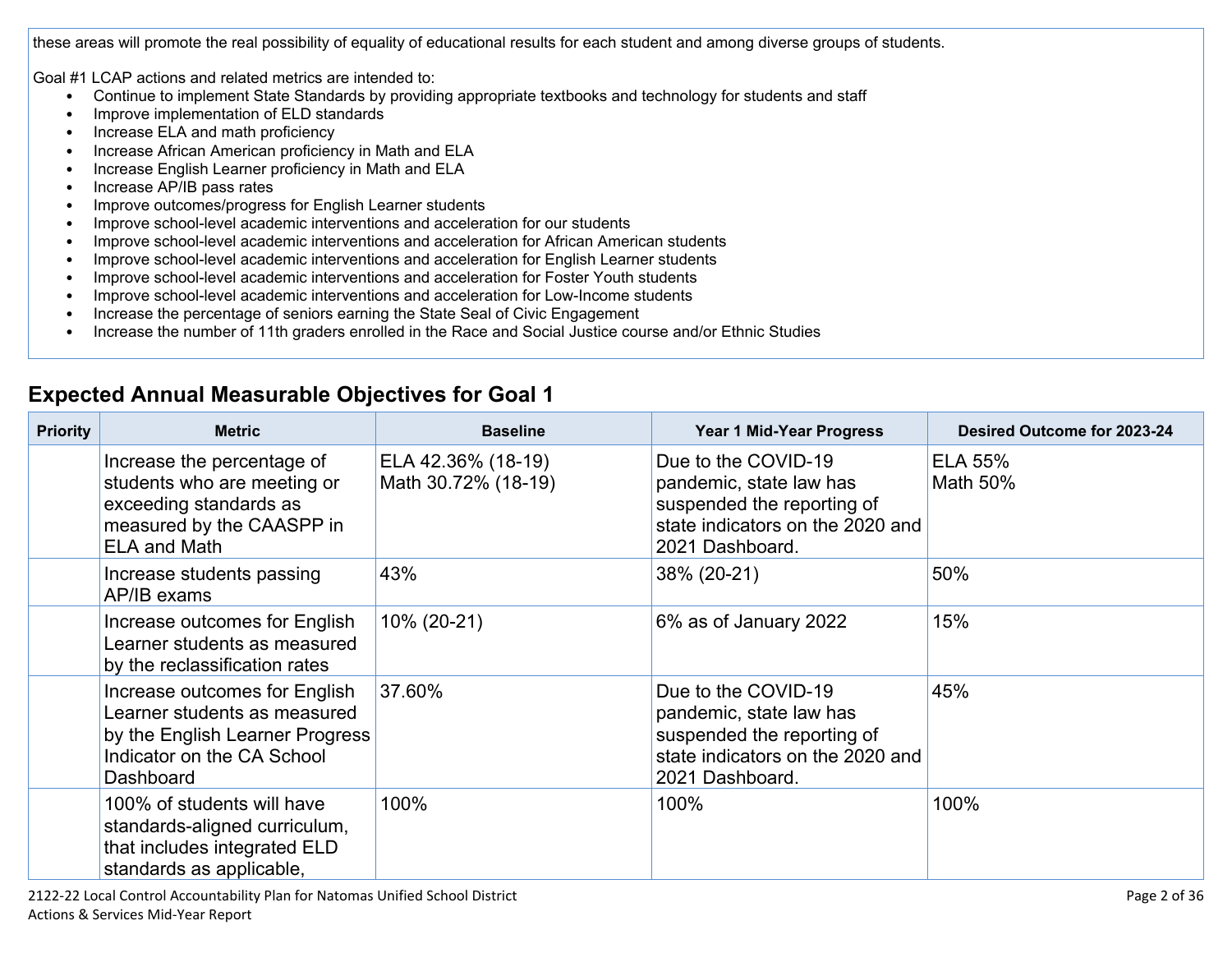these areas will promote the real possibility of equality of educational results for each student and among diverse groups of students.

Goal #1 LCAP actions and related metrics are intended to:

- Continue to implement State Standards by providing appropriate textbooks and technology for students and staff
- Improve implementation of ELD standards
- Increase ELA and math proficiency
- Increase African American proficiency in Math and ELA
- Increase English Learner proficiency in Math and ELA
- Increase AP/IB pass rates
- Improve outcomes/progress for English Learner students
- Improve school-level academic interventions and acceleration for our students
- Improve school-level academic interventions and acceleration for African American students
- Improve school-level academic interventions and acceleration for English Learner students
- Improve school-level academic interventions and acceleration for Foster Youth students
- Improve school-level academic interventions and acceleration for Low-Income students
- Increase the percentage of seniors earning the State Seal of Civic Engagement
- Increase the number of 11th graders enrolled in the Race and Social Justice course and/or Ethnic Studies

## Expected Annual Measurable Objectives for Goal 1

| Priority | Metric | Baseline | Year 1 Mid-Year Progress | Desired Outcome for 2023-24 |
|---|---|---|---|---|
| | Increase the percentage of students who are meeting or exceeding standards as measured by the CAASPP in ELA and Math | ELA 42.36% (18-19)<br>Math 30.72% (18-19) | Due to the COVID-19 pandemic, state law has suspended the reporting of state indicators on the 2020 and 2021 Dashboard. | ELA 55%<br>Math 50% |
| | Increase students passing AP/IB exams | 43% | 38% (20-21) | 50% |
| | Increase outcomes for English Learner students as measured by the reclassification rates | 10% (20-21) | 6% as of January 2022 | 15% |
| | Increase outcomes for English Learner students as measured by the English Learner Progress Indicator on the CA School Dashboard | 37.60% | Due to the COVID-19 pandemic, state law has suspended the reporting of state indicators on the 2020 and 2021 Dashboard. | 45% |
| | 100% of students will have standards-aligned curriculum, that includes integrated ELD standards as applicable, | 100% | 100% | 100% |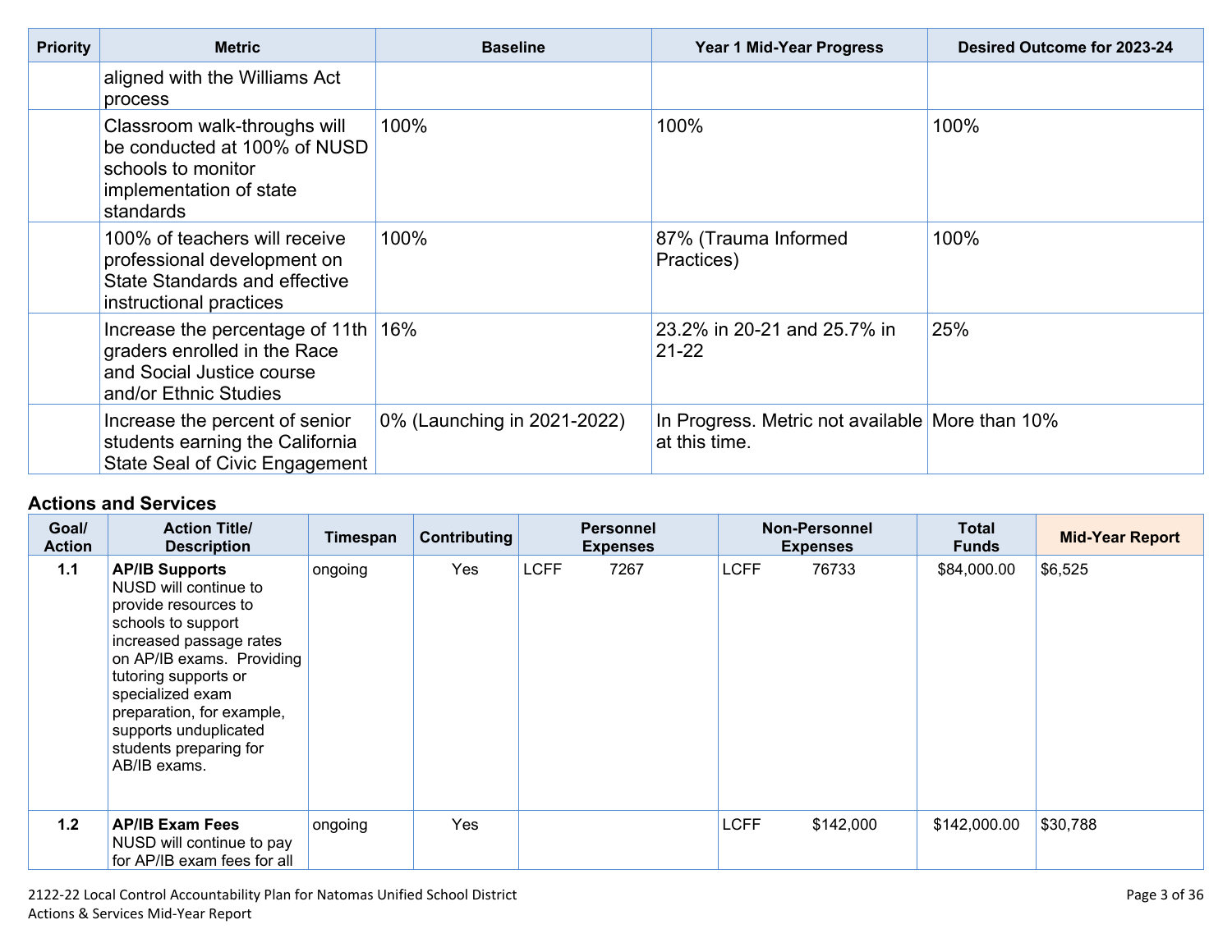| Priority | Metric | Baseline | Year 1 Mid-Year Progress | Desired Outcome for 2023-24 |
| --- | --- | --- | --- | --- |
| | aligned with the Williams Act process | | | |
| | Classroom walk-throughs will be conducted at 100% of NUSD schools to monitor implementation of state standards | 100% | 100% | 100% |
| | 100% of teachers will receive professional development on State Standards and effective instructional practices | 100% | 87% (Trauma Informed Practices) | 100% |
| | Increase the percentage of 11th graders enrolled in the Race and Social Justice course and/or Ethnic Studies | 16% | 23.2% in 20-21 and 25.7% in 21-22 | 25% |
| | Increase the percent of senior students earning the California State Seal of Civic Engagement | 0% (Launching in 2021-2022) | In Progress. Metric not available at this time. | More than 10% |

## Actions and Services

| Goal/ Action | Action Title/ Description | Timespan | Contributing | Personnel Expenses | Non-Personnel Expenses | Total Funds | Mid-Year Report |
| --- | --- | --- | --- | --- | --- | --- | --- |
| 1.1 | **AP/IB Supports** NUSD will continue to provide resources to schools to support increased passage rates on AP/IB exams. Providing tutoring supports or specialized exam preparation, for example, supports unduplicated students preparing for AB/IB exams. | ongoing | Yes | LCFF 7267 | LCFF 76733 | $84,000.00 | $6,525 |
| 1.2 | **AP/IB Exam Fees** NUSD will continue to pay for AP/IB exam fees for all | ongoing | Yes | | LCFF $142,000 | $142,000.00 | $30,788 |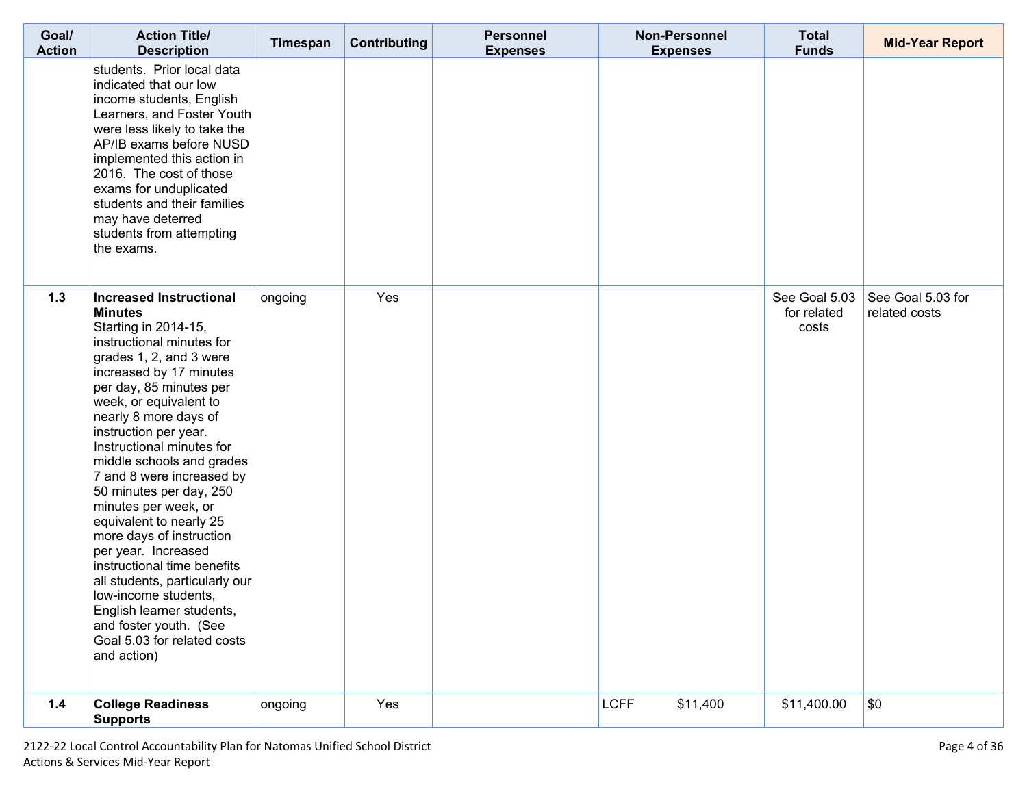| Goal/ Action | Action Title/ Description | Timespan | Contributing | Personnel Expenses | Non-Personnel Expenses | Total Funds | Mid-Year Report |
|---|---|---|---|---|---|---|---|
| | students. Prior local data indicated that our low income students, English Learners, and Foster Youth were less likely to take the AP/IB exams before NUSD implemented this action in 2016. The cost of those exams for unduplicated students and their families may have deterred students from attempting the exams. | | | | | | |
| 1.3 | **Increased Instructional Minutes** Starting in 2014-15, instructional minutes for grades 1, 2, and 3 were increased by 17 minutes per day, 85 minutes per week, or equivalent to nearly 8 more days of instruction per year. Instructional minutes for middle schools and grades 7 and 8 were increased by 50 minutes per day, 250 minutes per week, or equivalent to nearly 25 more days of instruction per year. Increased instructional time benefits all students, particularly our low-income students, English learner students, and foster youth. (See Goal 5.03 for related costs and action) | ongoing | Yes | | | See Goal 5.03 for related costs | See Goal 5.03 for related costs |
| 1.4 | **College Readiness Supports** | ongoing | Yes | | LCFF $11,400 | $11,400.00 | $0 |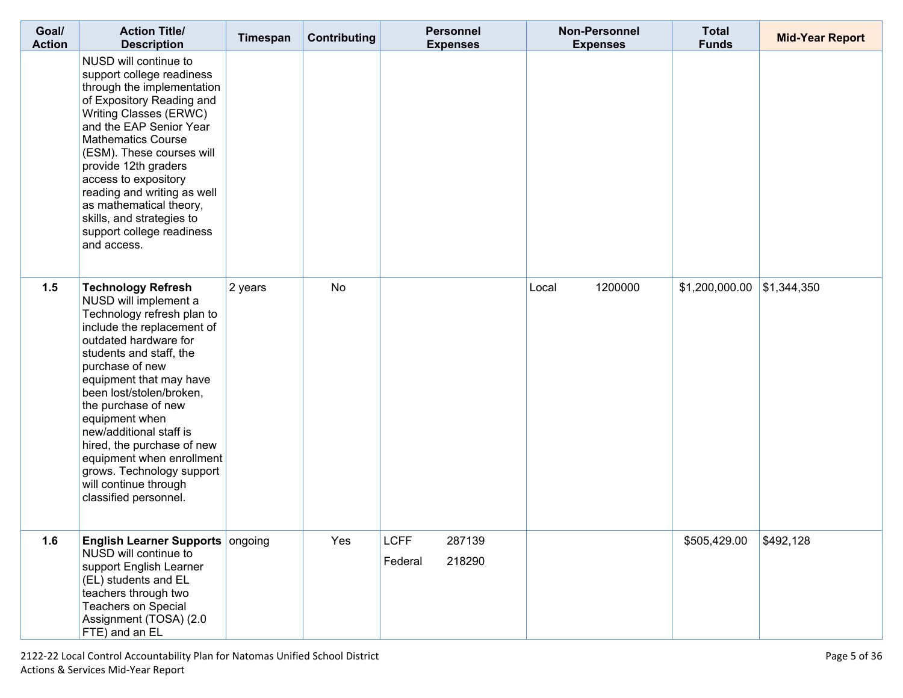| Goal/ Action | Action Title/ Description | Timespan | Contributing | Personnel Expenses | Non-Personnel Expenses | Total Funds | Mid-Year Report |
|---|---|---|---|---|---|---|---|
| | NUSD will continue to support college readiness through the implementation of Expository Reading and Writing Classes (ERWC) and the EAP Senior Year Mathematics Course (ESM). These courses will provide 12th graders access to expository reading and writing as well as mathematical theory, skills, and strategies to support college readiness and access. | | | | | | |
| **1.5** | **Technology Refresh** NUSD will implement a Technology refresh plan to include the replacement of outdated hardware for students and staff, the purchase of new equipment that may have been lost/stolen/broken, the purchase of new equipment when new/additional staff is hired, the purchase of new equipment when enrollment grows. Technology support will continue through classified personnel. | 2 years | No | | Local 1200000 | $1,200,000.00 | $1,344,350 |
| **1.6** | **English Learner Supports** NUSD will continue to support English Learner (EL) students and EL teachers through two Teachers on Special Assignment (TOSA) (2.0 FTE) and an EL | ongoing | Yes | LCFF 287139<br>Federal 218290 | | $505,429.00 | $492,128 |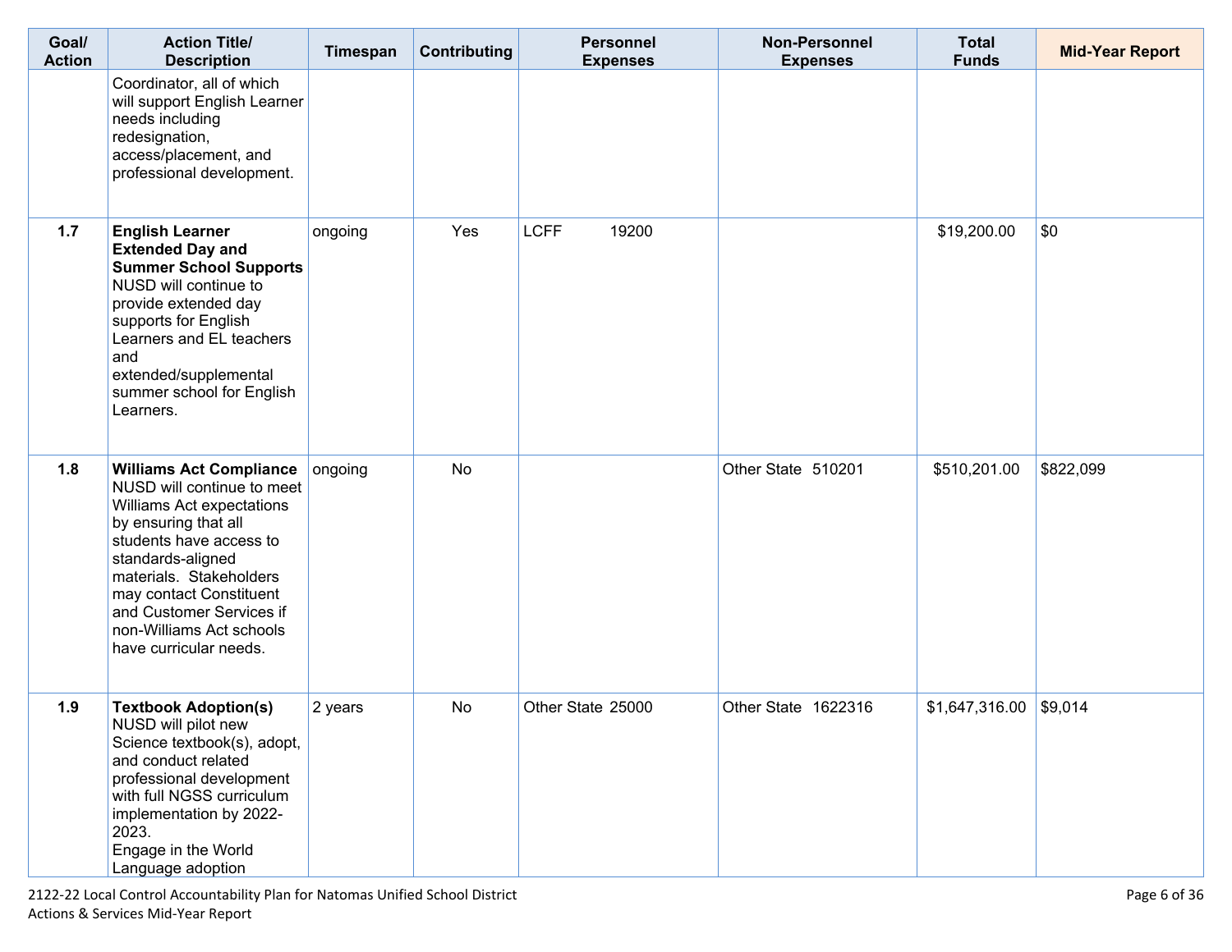| Goal/ Action | Action Title/ Description | Timespan | Contributing | Personnel Expenses | Non-Personnel Expenses | Total Funds | Mid-Year Report |
|---|---|---|---|---|---|---|---|
| | Coordinator, all of which will support English Learner needs including redesignation, access/placement, and professional development. | | | | | | |
| 1.7 | **English Learner Extended Day and Summer School Supports** NUSD will continue to provide extended day supports for English Learners and EL teachers and extended/supplemental summer school for English Learners. | ongoing | Yes | LCFF 19200 | | $19,200.00 | $0 |
| 1.8 | **Williams Act Compliance** NUSD will continue to meet Williams Act expectations by ensuring that all students have access to standards-aligned materials. Stakeholders may contact Constituent and Customer Services if non-Williams Act schools have curricular needs. | ongoing | No | | Other State 510201 | $510,201.00 | $822,099 |
| 1.9 | **Textbook Adoption(s)** NUSD will pilot new Science textbook(s), adopt, and conduct related professional development with full NGSS curriculum implementation by 2022-2023.<br>Engage in the World Language adoption | 2 years | No | Other State 25000 | Other State 1622316 | $1,647,316.00 | $9,014 |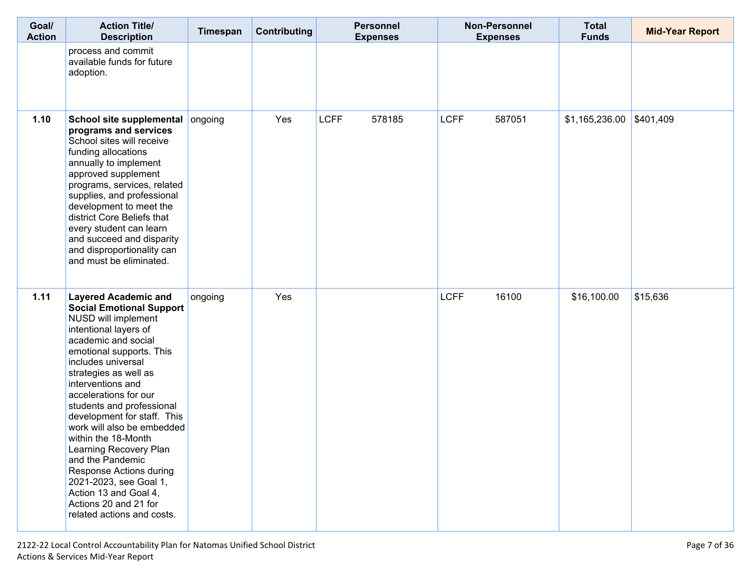| Goal/ Action | Action Title/ Description | Timespan | Contributing | Personnel Expenses | Non-Personnel Expenses | Total Funds | Mid-Year Report |
|---|---|---|---|---|---|---|---|
| | process and commit available funds for future adoption. | | | | | | |
| 1.10 | **School site supplemental programs and services** School sites will receive funding allocations annually to implement approved supplement programs, services, related supplies, and professional development to meet the district Core Beliefs that every student can learn and succeed and disparity and disproportionality can and must be eliminated. | ongoing | Yes | LCFF 578185 | LCFF 587051 | $1,165,236.00 | $401,409 |
| 1.11 | **Layered Academic and Social Emotional Support** NUSD will implement intentional layers of academic and social emotional supports. This includes universal strategies as well as interventions and accelerations for our students and professional development for staff. This work will also be embedded within the 18-Month Learning Recovery Plan and the Pandemic Response Actions during 2021-2023, see Goal 1, Action 13 and Goal 4, Actions 20 and 21 for related actions and costs. | ongoing | Yes | | LCFF 16100 | $16,100.00 | $15,636 |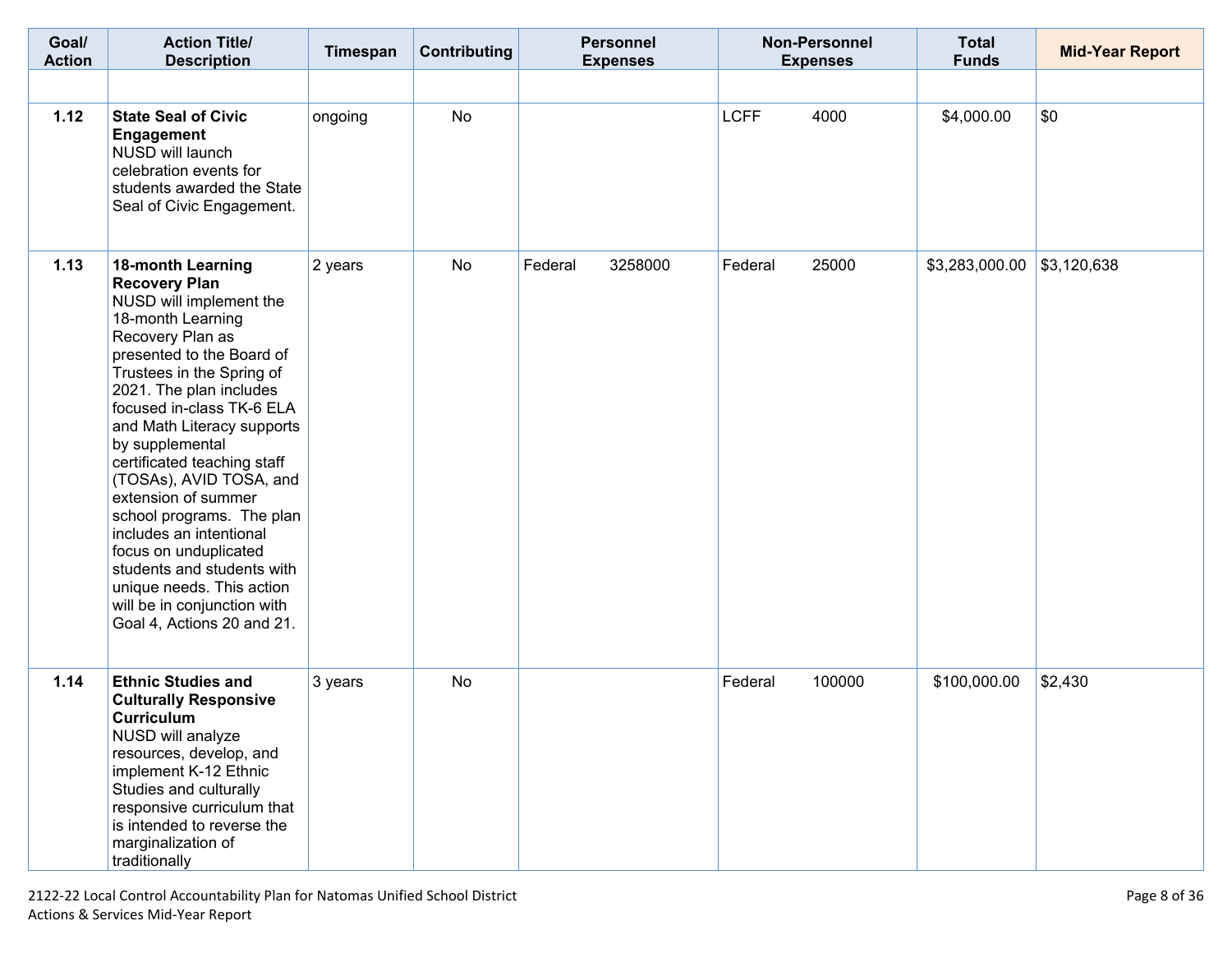| Goal/ Action | Action Title/ Description | Timespan | Contributing | Personnel Expenses | Non-Personnel Expenses | Total Funds | Mid-Year Report |
|---|---|---|---|---|---|---|---|
| | | | | | | | |
| 1.12 | **State Seal of Civic Engagement** NUSD will launch celebration events for students awarded the State Seal of Civic Engagement. | ongoing | No | | LCFF 4000 | $4,000.00 | $0 |
| 1.13 | **18-month Learning Recovery Plan** NUSD will implement the 18-month Learning Recovery Plan as presented to the Board of Trustees in the Spring of 2021. The plan includes focused in-class TK-6 ELA and Math Literacy supports by supplemental certificated teaching staff (TOSAs), AVID TOSA, and extension of summer school programs. The plan includes an intentional focus on unduplicated students and students with unique needs. This action will be in conjunction with Goal 4, Actions 20 and 21. | 2 years | No | Federal 3258000 | Federal 25000 | $3,283,000.00 | $3,120,638 |
| 1.14 | **Ethnic Studies and Culturally Responsive Curriculum** NUSD will analyze resources, develop, and implement K-12 Ethnic Studies and culturally responsive curriculum that is intended to reverse the marginalization of traditionally | 3 years | No | | Federal 100000 | $100,000.00 | $2,430 |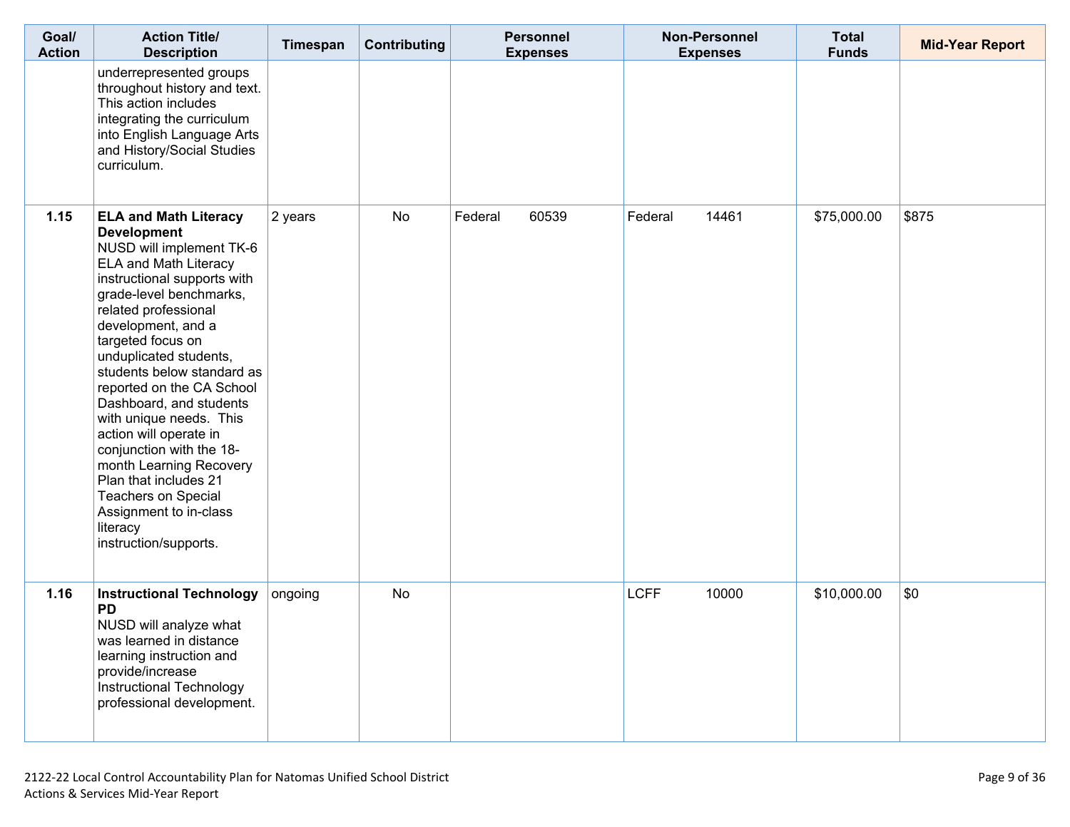| Goal/ Action | Action Title/ Description | Timespan | Contributing | Personnel Expenses | Non-Personnel Expenses | Total Funds | Mid-Year Report |
|---|---|---|---|---|---|---|---|
| | underrepresented groups throughout history and text. This action includes integrating the curriculum into English Language Arts and History/Social Studies curriculum. | | | | | | |
| 1.15 | **ELA and Math Literacy Development** NUSD will implement TK-6 ELA and Math Literacy instructional supports with grade-level benchmarks, related professional development, and a targeted focus on unduplicated students, students below standard as reported on the CA School Dashboard, and students with unique needs. This action will operate in conjunction with the 18-month Learning Recovery Plan that includes 21 Teachers on Special Assignment to in-class literacy instruction/supports. | 2 years | No | Federal 60539 | Federal 14461 | $75,000.00 | $875 |
| 1.16 | **Instructional Technology PD** NUSD will analyze what was learned in distance learning instruction and provide/increase Instructional Technology professional development. | ongoing | No | | LCFF 10000 | $10,000.00 | $0 |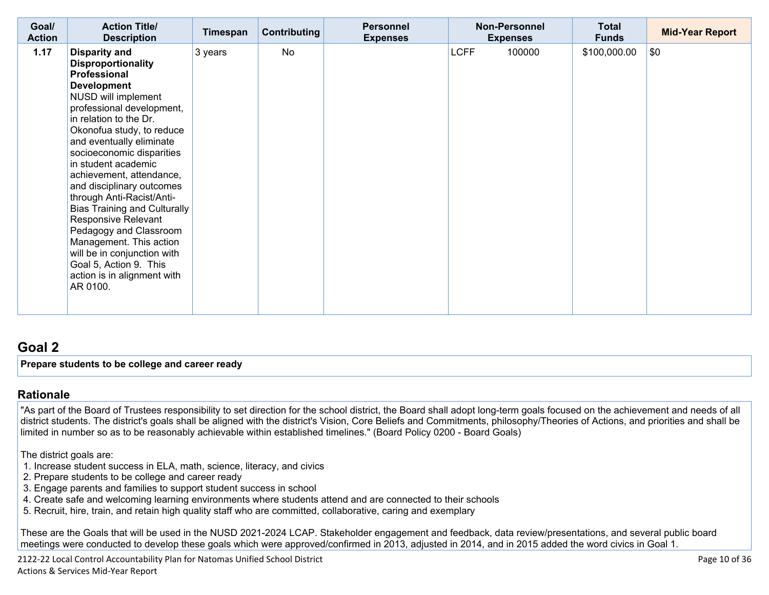| Goal/ Action | Action Title/ Description | Timespan | Contributing | Personnel Expenses | Non-Personnel Expenses | Total Funds | Mid-Year Report |
|---|---|---|---|---|---|---|---|
| 1.17 | **Disparity and Disproportionality Professional Development** NUSD will implement professional development, in relation to the Dr. Okonofua study, to reduce and eventually eliminate socioeconomic disparities in student academic achievement, attendance, and disciplinary outcomes through Anti-Racist/Anti-Bias Training and Culturally Responsive Relevant Pedagogy and Classroom Management. This action will be in conjunction with Goal 5, Action 9. This action is in alignment with AR 0100. | 3 years | No | | LCFF 100000 | $100,000.00 | $0 |

## Goal 2

**Prepare students to be college and career ready**

## Rationale

"As part of the Board of Trustees responsibility to set direction for the school district, the Board shall adopt long-term goals focused on the achievement and needs of all district students. The district's goals shall be aligned with the district's Vision, Core Beliefs and Commitments, philosophy/Theories of Actions, and priorities and shall be limited in number so as to be reasonably achievable within established timelines." (Board Policy 0200 - Board Goals)

The district goals are:

1. Increase student success in ELA, math, science, literacy, and civics
2. Prepare students to be college and career ready
3. Engage parents and families to support student success in school
4. Create safe and welcoming learning environments where students attend and are connected to their schools
5. Recruit, hire, train, and retain high quality staff who are committed, collaborative, caring and exemplary

These are the Goals that will be used in the NUSD 2021-2024 LCAP. Stakeholder engagement and feedback, data review/presentations, and several public board meetings were conducted to develop these goals which were approved/confirmed in 2013, adjusted in 2014, and in 2015 added the word civics in Goal 1.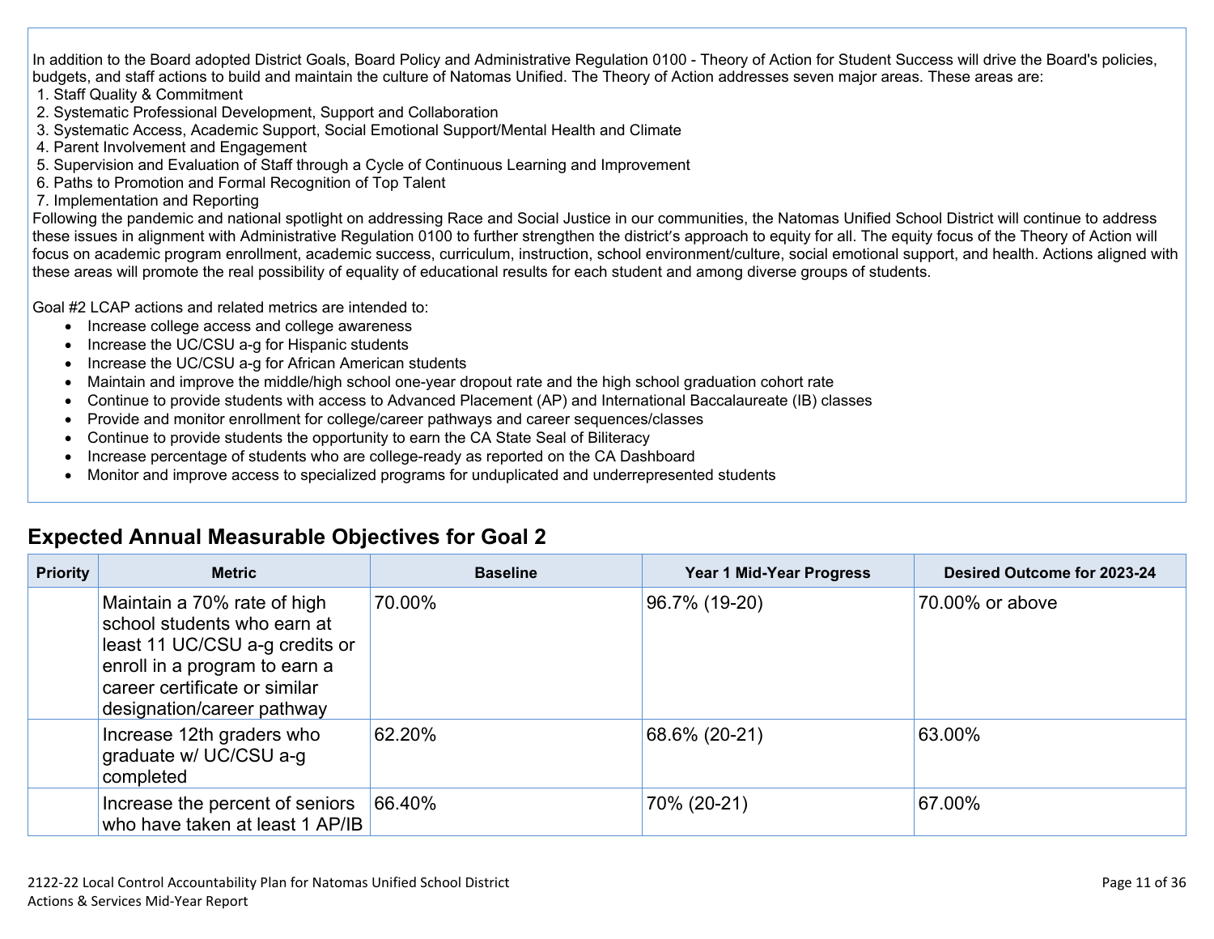In addition to the Board adopted District Goals, Board Policy and Administrative Regulation 0100 - Theory of Action for Student Success will drive the Board's policies, budgets, and staff actions to build and maintain the culture of Natomas Unified. The Theory of Action addresses seven major areas. These areas are:

1. Staff Quality & Commitment
2. Systematic Professional Development, Support and Collaboration
3. Systematic Access, Academic Support, Social Emotional Support/Mental Health and Climate
4. Parent Involvement and Engagement
5. Supervision and Evaluation of Staff through a Cycle of Continuous Learning and Improvement
6. Paths to Promotion and Formal Recognition of Top Talent
7. Implementation and Reporting

Following the pandemic and national spotlight on addressing Race and Social Justice in our communities, the Natomas Unified School District will continue to address these issues in alignment with Administrative Regulation 0100 to further strengthen the district's approach to equity for all. The equity focus of the Theory of Action will focus on academic program enrollment, academic success, curriculum, instruction, school environment/culture, social emotional support, and health. Actions aligned with these areas will promote the real possibility of equality of educational results for each student and among diverse groups of students.

Goal #2 LCAP actions and related metrics are intended to:

- Increase college access and college awareness
- Increase the UC/CSU a-g for Hispanic students
- Increase the UC/CSU a-g for African American students
- Maintain and improve the middle/high school one-year dropout rate and the high school graduation cohort rate
- Continue to provide students with access to Advanced Placement (AP) and International Baccalaureate (IB) classes
- Provide and monitor enrollment for college/career pathways and career sequences/classes
- Continue to provide students the opportunity to earn the CA State Seal of Biliteracy
- Increase percentage of students who are college-ready as reported on the CA Dashboard
- Monitor and improve access to specialized programs for unduplicated and underrepresented students

## Expected Annual Measurable Objectives for Goal 2

| Priority | Metric | Baseline | Year 1 Mid-Year Progress | Desired Outcome for 2023-24 |
| --- | --- | --- | --- | --- |
| | Maintain a 70% rate of high school students who earn at least 11 UC/CSU a-g credits or enroll in a program to earn a career certificate or similar designation/career pathway | 70.00% | 96.7% (19-20) | 70.00% or above |
| | Increase 12th graders who graduate w/ UC/CSU a-g completed | 62.20% | 68.6% (20-21) | 63.00% |
| | Increase the percent of seniors who have taken at least 1 AP/IB | 66.40% | 70% (20-21) | 67.00% |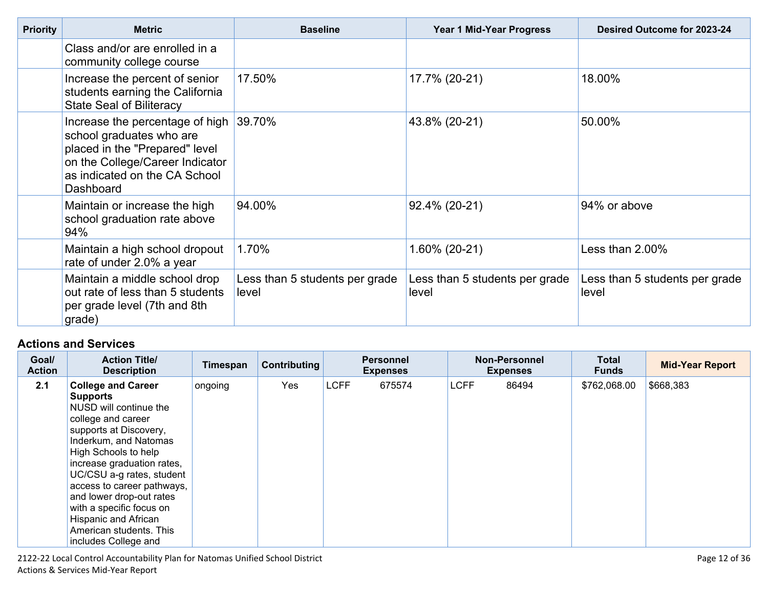| Priority | Metric | Baseline | Year 1 Mid-Year Progress | Desired Outcome for 2023-24 |
|---|---|---|---|---|
| | Class and/or are enrolled in a community college course | | | |
| | Increase the percent of senior students earning the California State Seal of Biliteracy | 17.50% | 17.7% (20-21) | 18.00% |
| | Increase the percentage of high school graduates who are placed in the "Prepared" level on the College/Career Indicator as indicated on the CA School Dashboard | 39.70% | 43.8% (20-21) | 50.00% |
| | Maintain or increase the high school graduation rate above 94% | 94.00% | 92.4% (20-21) | 94% or above |
| | Maintain a high school dropout rate of under 2.0% a year | 1.70% | 1.60% (20-21) | Less than 2.00% |
| | Maintain a middle school drop out rate of less than 5 students per grade level (7th and 8th grade) | Less than 5 students per grade level | Less than 5 students per grade level | Less than 5 students per grade level |

## Actions and Services

| Goal/ Action | Action Title/ Description | Timespan | Contributing | Personnel Expenses | Non-Personnel Expenses | Total Funds | Mid-Year Report |
|---|---|---|---|---|---|---|---|
| 2.1 | **College and Career Supports** NUSD will continue the college and career supports at Discovery, Inderkum, and Natomas High Schools to help increase graduation rates, UC/CSU a-g rates, student access to career pathways, and lower drop-out rates with a specific focus on Hispanic and African American students. This includes College and | ongoing | Yes | LCFF 675574 | LCFF 86494 | $762,068.00 | $668,383 |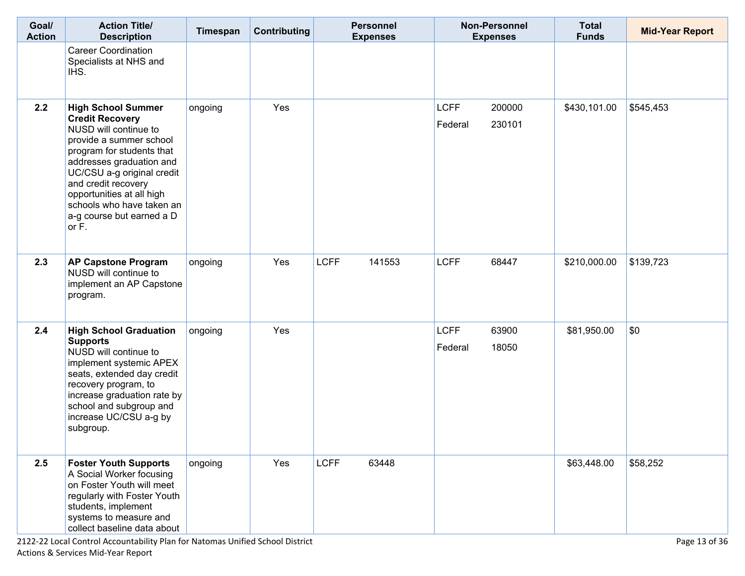| Goal/ Action | Action Title/ Description | Timespan | Contributing | Personnel Expenses | Non-Personnel Expenses | Total Funds | Mid-Year Report |
|---|---|---|---|---|---|---|---|
| | Career Coordination Specialists at NHS and IHS. | | | | | | |
| 2.2 | **High School Summer Credit Recovery** NUSD will continue to provide a summer school program for students that addresses graduation and UC/CSU a-g original credit and credit recovery opportunities at all high schools who have taken an a-g course but earned a D or F. | ongoing | Yes | | LCFF 200000<br>Federal 230101 | $430,101.00 | $545,453 |
| 2.3 | **AP Capstone Program** NUSD will continue to implement an AP Capstone program. | ongoing | Yes | LCFF 141553 | LCFF 68447 | $210,000.00 | $139,723 |
| 2.4 | **High School Graduation Supports** NUSD will continue to implement systemic APEX seats, extended day credit recovery program, to increase graduation rate by school and subgroup and increase UC/CSU a-g by subgroup. | ongoing | Yes | | LCFF 63900<br>Federal 18050 | $81,950.00 | $0 |
| 2.5 | **Foster Youth Supports** A Social Worker focusing on Foster Youth will meet regularly with Foster Youth students, implement systems to measure and collect baseline data about | ongoing | Yes | LCFF 63448 | | $63,448.00 | $58,252 |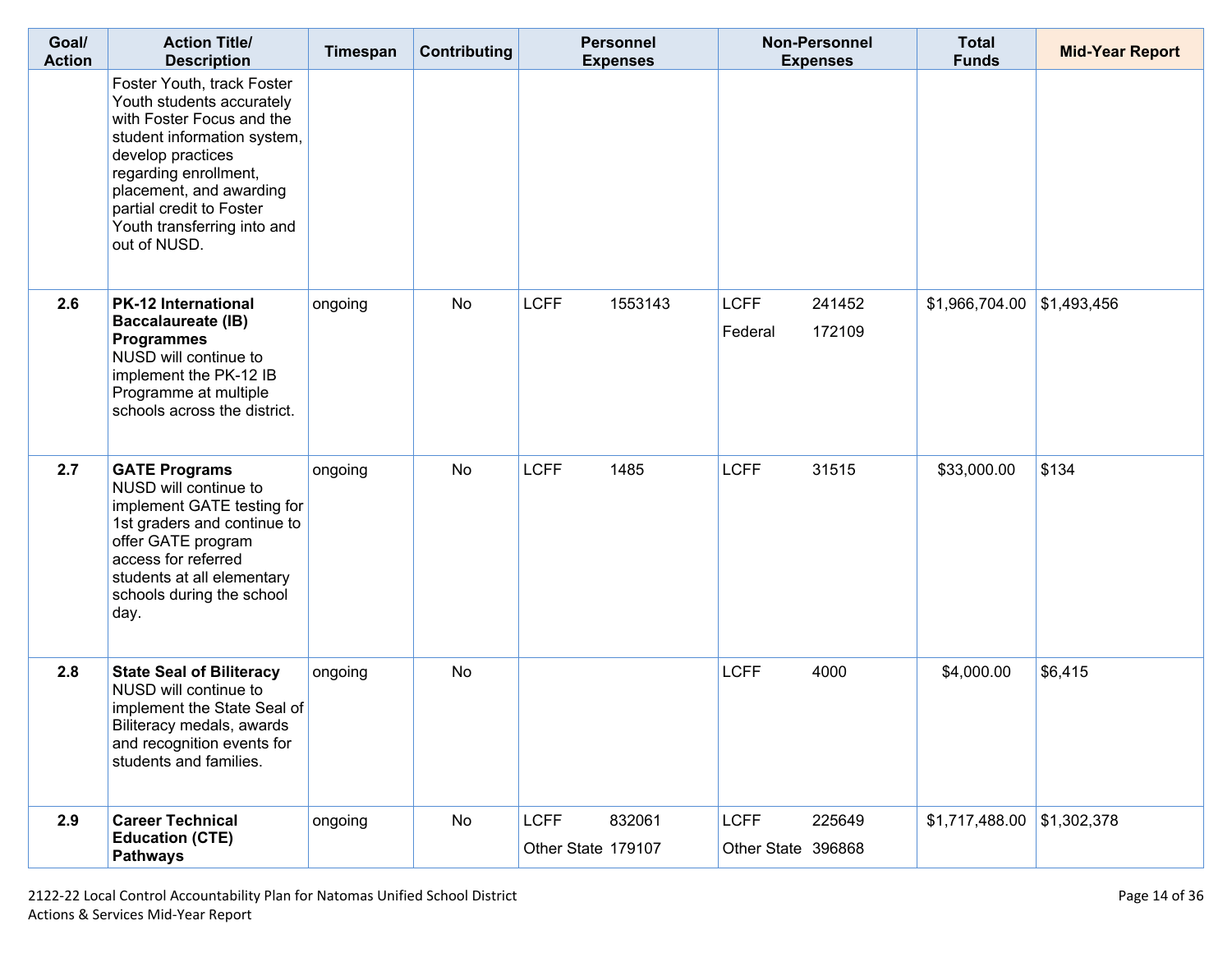| Goal/ Action | Action Title/ Description | Timespan | Contributing | Personnel Expenses | Non-Personnel Expenses | Total Funds | Mid-Year Report |
|---|---|---|---|---|---|---|---|
| | Foster Youth, track Foster Youth students accurately with Foster Focus and the student information system, develop practices regarding enrollment, placement, and awarding partial credit to Foster Youth transferring into and out of NUSD. | | | | | | |
| 2.6 | **PK-12 International Baccalaureate (IB) Programmes** NUSD will continue to implement the PK-12 IB Programme at multiple schools across the district. | ongoing | No | LCFF 1553143 | LCFF 241452<br>Federal 172109 | $1,966,704.00 | $1,493,456 |
| 2.7 | **GATE Programs** NUSD will continue to implement GATE testing for 1st graders and continue to offer GATE program access for referred students at all elementary schools during the school day. | ongoing | No | LCFF 1485 | LCFF 31515 | $33,000.00 | $134 |
| 2.8 | **State Seal of Biliteracy** NUSD will continue to implement the State Seal of Biliteracy medals, awards and recognition events for students and families. | ongoing | No | | LCFF 4000 | $4,000.00 | $6,415 |
| 2.9 | **Career Technical Education (CTE) Pathways** | ongoing | No | LCFF 832061<br>Other State 179107 | LCFF 225649<br>Other State 396868 | $1,717,488.00 | $1,302,378 |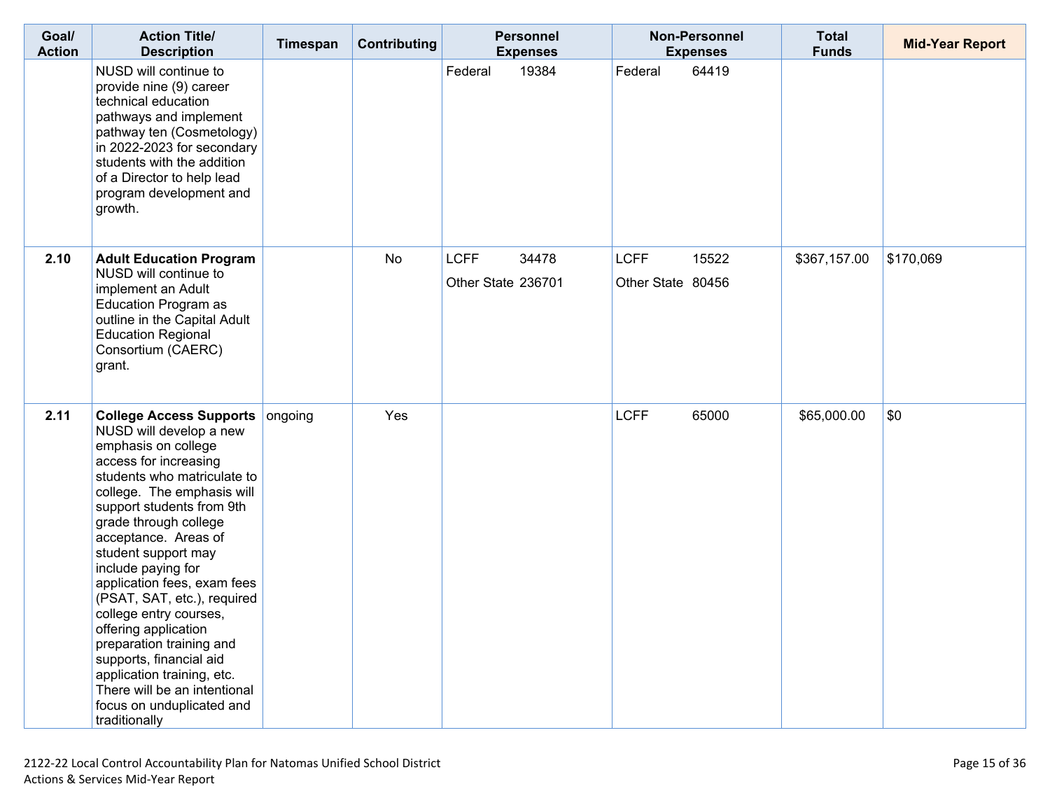| Goal/ Action | Action Title/ Description | Timespan | Contributing | Personnel Expenses | Non-Personnel Expenses | Total Funds | Mid-Year Report |
|---|---|---|---|---|---|---|---|
| | NUSD will continue to provide nine (9) career technical education pathways and implement pathway ten (Cosmetology) in 2022-2023 for secondary students with the addition of a Director to help lead program development and growth. | | | Federal 19384 | Federal 64419 | | |
| 2.10 | **Adult Education Program** NUSD will continue to implement an Adult Education Program as outline in the Capital Adult Education Regional Consortium (CAERC) grant. | | No | LCFF 34478<br>Other State 236701 | LCFF 15522<br>Other State 80456 | $367,157.00 | $170,069 |
| 2.11 | **College Access Supports** NUSD will develop a new emphasis on college access for increasing students who matriculate to college. The emphasis will support students from 9th grade through college acceptance. Areas of student support may include paying for application fees, exam fees (PSAT, SAT, etc.), required college entry courses, offering application preparation training and supports, financial aid application training, etc. There will be an intentional focus on unduplicated and traditionally | ongoing | Yes | | LCFF 65000 | $65,000.00 | $0 |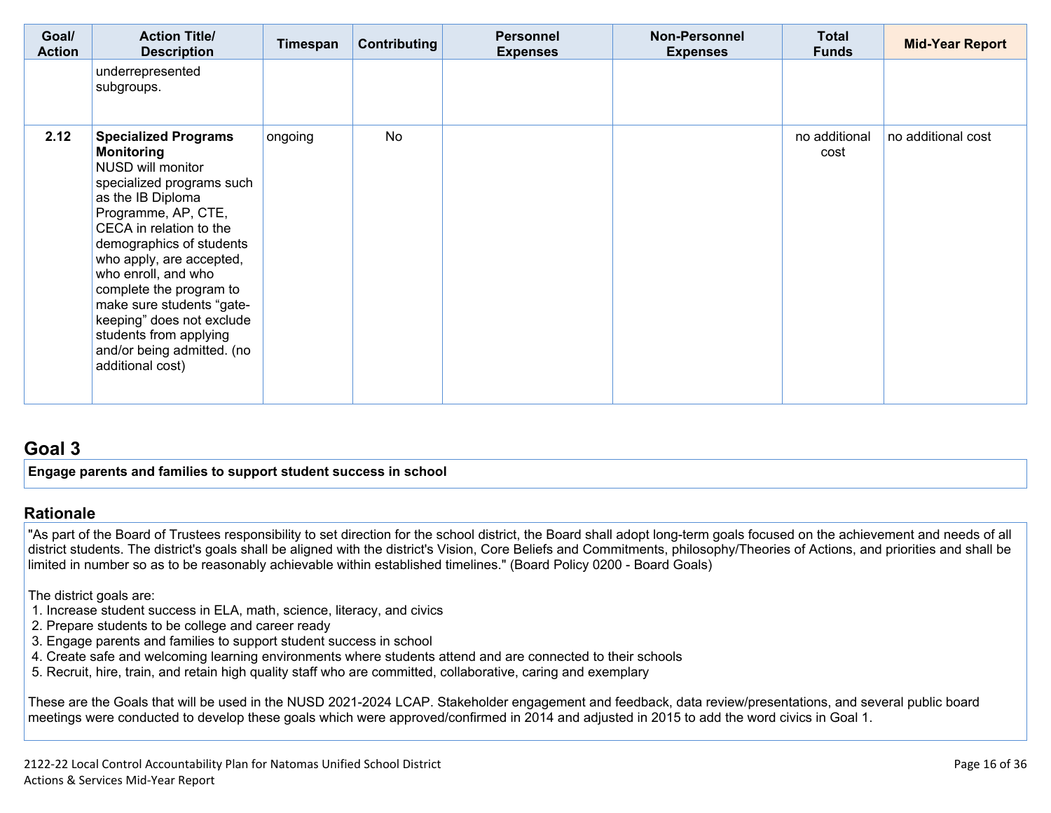| Goal/ Action | Action Title/ Description | Timespan | Contributing | Personnel Expenses | Non-Personnel Expenses | Total Funds | Mid-Year Report |
|---|---|---|---|---|---|---|---|
| | underrepresented subgroups. | | | | | | |
| 2.12 | **Specialized Programs Monitoring** NUSD will monitor specialized programs such as the IB Diploma Programme, AP, CTE, CECA in relation to the demographics of students who apply, are accepted, who enroll, and who complete the program to make sure students "gate-keeping" does not exclude students from applying and/or being admitted. (no additional cost) | ongoing | No | | | no additional cost | no additional cost |

## Goal 3

**Engage parents and families to support student success in school**

## Rationale

"As part of the Board of Trustees responsibility to set direction for the school district, the Board shall adopt long-term goals focused on the achievement and needs of all district students. The district's goals shall be aligned with the district's Vision, Core Beliefs and Commitments, philosophy/Theories of Actions, and priorities and shall be limited in number so as to be reasonably achievable within established timelines." (Board Policy 0200 - Board Goals)

The district goals are:

1. Increase student success in ELA, math, science, literacy, and civics
2. Prepare students to be college and career ready
3. Engage parents and families to support student success in school
4. Create safe and welcoming learning environments where students attend and are connected to their schools
5. Recruit, hire, train, and retain high quality staff who are committed, collaborative, caring and exemplary

These are the Goals that will be used in the NUSD 2021-2024 LCAP. Stakeholder engagement and feedback, data review/presentations, and several public board meetings were conducted to develop these goals which were approved/confirmed in 2014 and adjusted in 2015 to add the word civics in Goal 1.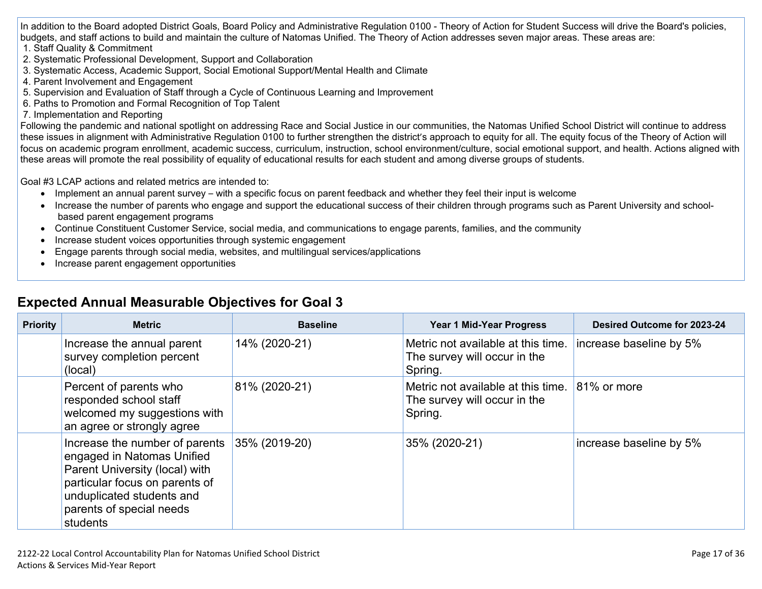In addition to the Board adopted District Goals, Board Policy and Administrative Regulation 0100 - Theory of Action for Student Success will drive the Board's policies, budgets, and staff actions to build and maintain the culture of Natomas Unified. The Theory of Action addresses seven major areas. These areas are:

1. Staff Quality & Commitment
2. Systematic Professional Development, Support and Collaboration
3. Systematic Access, Academic Support, Social Emotional Support/Mental Health and Climate
4. Parent Involvement and Engagement
5. Supervision and Evaluation of Staff through a Cycle of Continuous Learning and Improvement
6. Paths to Promotion and Formal Recognition of Top Talent
7. Implementation and Reporting

Following the pandemic and national spotlight on addressing Race and Social Justice in our communities, the Natomas Unified School District will continue to address these issues in alignment with Administrative Regulation 0100 to further strengthen the district's approach to equity for all. The equity focus of the Theory of Action will focus on academic program enrollment, academic success, curriculum, instruction, school environment/culture, social emotional support, and health. Actions aligned with these areas will promote the real possibility of equality of educational results for each student and among diverse groups of students.

Goal #3 LCAP actions and related metrics are intended to:

- Implement an annual parent survey – with a specific focus on parent feedback and whether they feel their input is welcome
- Increase the number of parents who engage and support the educational success of their children through programs such as Parent University and school-based parent engagement programs
- Continue Constituent Customer Service, social media, and communications to engage parents, families, and the community
- Increase student voices opportunities through systemic engagement
- Engage parents through social media, websites, and multilingual services/applications
- Increase parent engagement opportunities

## Expected Annual Measurable Objectives for Goal 3

| Priority | Metric | Baseline | Year 1 Mid-Year Progress | Desired Outcome for 2023-24 |
|---|---|---|---|---|
| | Increase the annual parent survey completion percent (local) | 14% (2020-21) | Metric not available at this time. The survey will occur in the Spring. | increase baseline by 5% |
| | Percent of parents who responded school staff welcomed my suggestions with an agree or strongly agree | 81% (2020-21) | Metric not available at this time. The survey will occur in the Spring. | 81% or more |
| | Increase the number of parents engaged in Natomas Unified Parent University (local) with particular focus on parents of unduplicated students and parents of special needs students | 35% (2019-20) | 35% (2020-21) | increase baseline by 5% |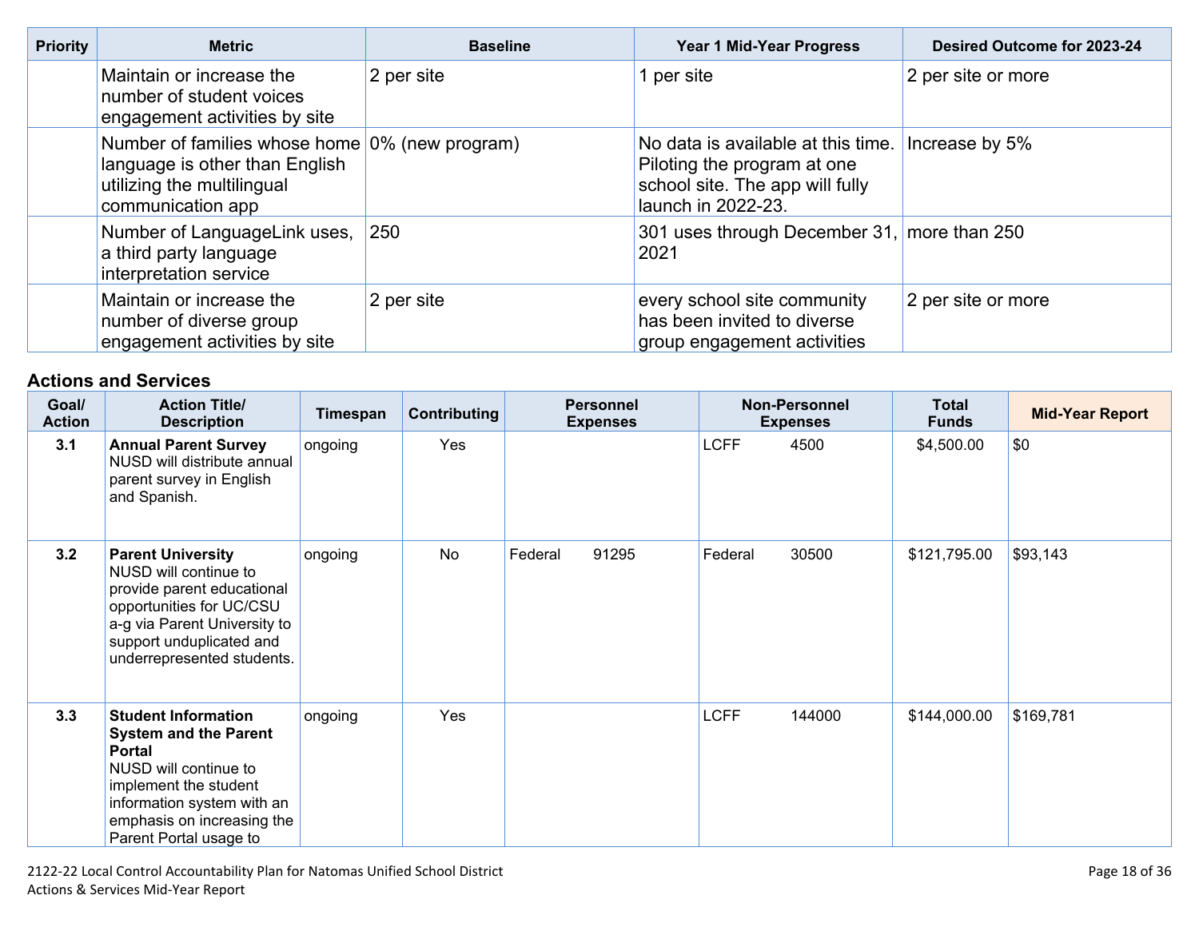| Priority | Metric | Baseline | Year 1 Mid-Year Progress | Desired Outcome for 2023-24 |
|---|---|---|---|---|
| | Maintain or increase the number of student voices engagement activities by site | 2 per site | 1 per site | 2 per site or more |
| | Number of families whose home language is other than English utilizing the multilingual communication app | 0% (new program) | No data is available at this time. Piloting the program at one school site. The app will fully launch in 2022-23. | Increase by 5% |
| | Number of LanguageLink uses, a third party language interpretation service | 250 | 301 uses through December 31, 2021 | more than 250 |
| | Maintain or increase the number of diverse group engagement activities by site | 2 per site | every school site community has been invited to diverse group engagement activities | 2 per site or more |

### Actions and Services

| Goal/ Action | Action Title/ Description | Timespan | Contributing | Personnel Expenses | Non-Personnel Expenses | Total Funds | Mid-Year Report |
|---|---|---|---|---|---|---|---|
| 3.1 | **Annual Parent Survey** NUSD will distribute annual parent survey in English and Spanish. | ongoing | Yes | | LCFF 4500 | $4,500.00 | $0 |
| 3.2 | **Parent University** NUSD will continue to provide parent educational opportunities for UC/CSU a-g via Parent University to support unduplicated and underrepresented students. | ongoing | No | Federal 91295 | Federal 30500 | $121,795.00 | $93,143 |
| 3.3 | **Student Information System and the Parent Portal** NUSD will continue to implement the student information system with an emphasis on increasing the Parent Portal usage to | ongoing | Yes | | LCFF 144000 | $144,000.00 | $169,781 |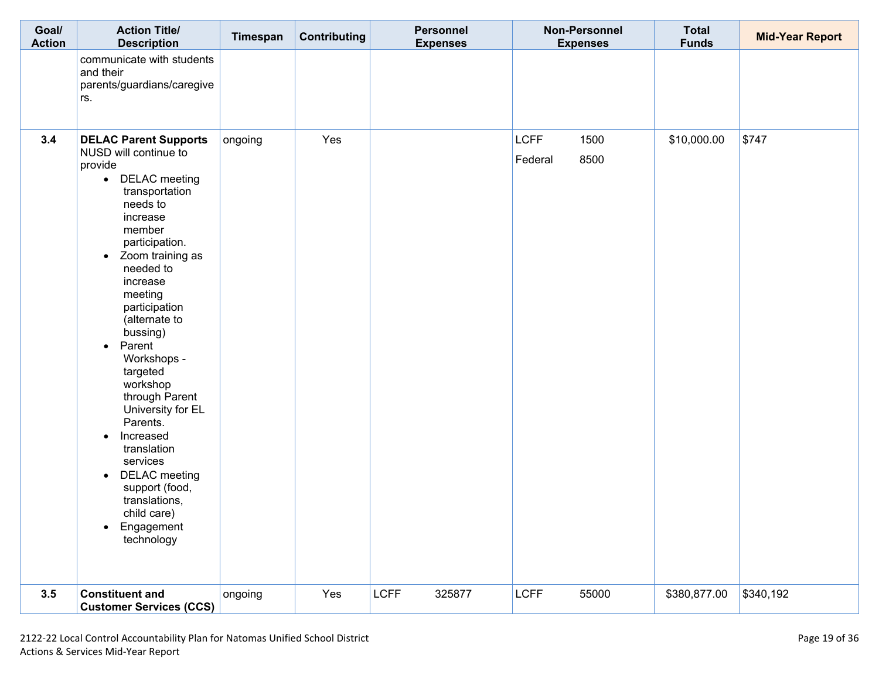| Goal/ Action | Action Title/ Description | Timespan | Contributing | Personnel Expenses | Non-Personnel Expenses | Total Funds | Mid-Year Report |
|---|---|---|---|---|---|---|---|
| | communicate with students and their parents/guardians/caregivers. | | | | | | |
| 3.4 | **DELAC Parent Supports** NUSD will continue to provide <ul><li>DELAC meeting transportation needs to increase member participation.</li><li>Zoom training as needed to increase meeting participation (alternate to bussing)</li><li>Parent Workshops - targeted workshop through Parent University for EL Parents.</li><li>Increased translation services</li><li>DELAC meeting support (food, translations, child care)</li><li>Engagement technology</li></ul> | ongoing | Yes | | LCFF 1500<br>Federal 8500 | $10,000.00 | $747 |
| 3.5 | **Constituent and Customer Services (CCS)** | ongoing | Yes | LCFF 325877 | LCFF 55000 | $380,877.00 | $340,192 |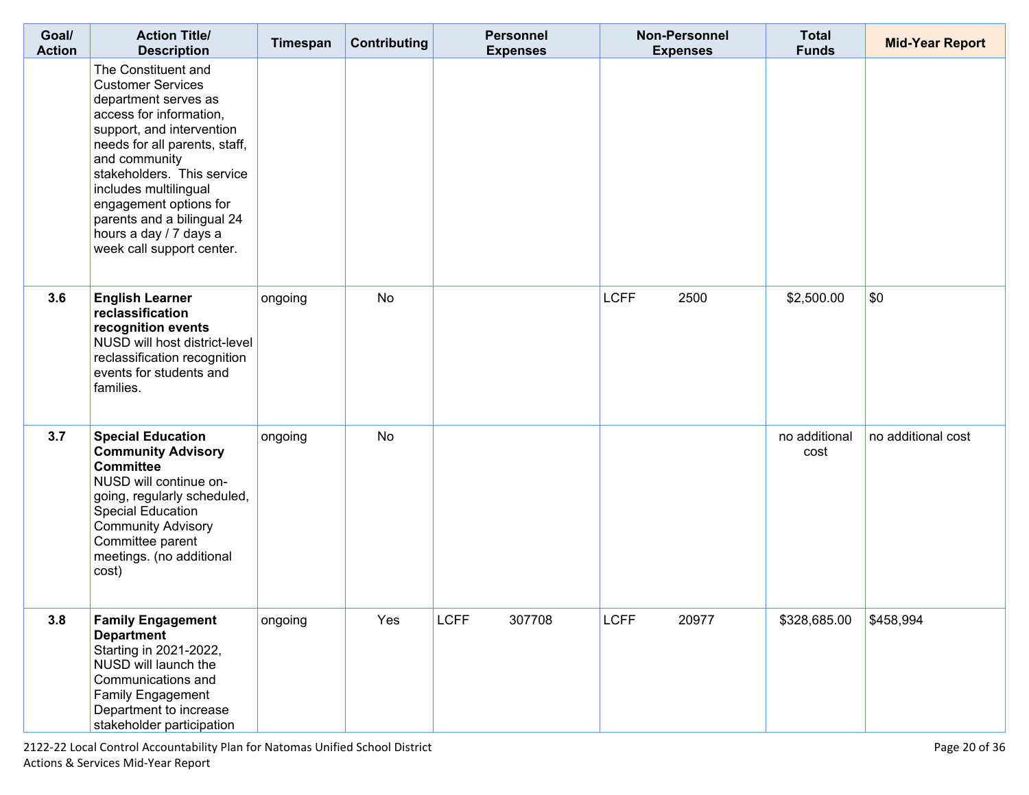| Goal/ Action | Action Title/ Description | Timespan | Contributing | Personnel Expenses | Non-Personnel Expenses | Total Funds | Mid-Year Report |
|---|---|---|---|---|---|---|---|
| | The Constituent and Customer Services department serves as access for information, support, and intervention needs for all parents, staff, and community stakeholders. This service includes multilingual engagement options for parents and a bilingual 24 hours a day / 7 days a week call support center. | | | | | | |
| 3.6 | **English Learner reclassification recognition events** NUSD will host district-level reclassification recognition events for students and families. | ongoing | No | | LCFF 2500 | $2,500.00 | $0 |
| 3.7 | **Special Education Community Advisory Committee** NUSD will continue on-going, regularly scheduled, Special Education Community Advisory Committee parent meetings. (no additional cost) | ongoing | No | | | no additional cost | no additional cost |
| 3.8 | **Family Engagement Department** Starting in 2021-2022, NUSD will launch the Communications and Family Engagement Department to increase stakeholder participation | ongoing | Yes | LCFF 307708 | LCFF 20977 | $328,685.00 | $458,994 |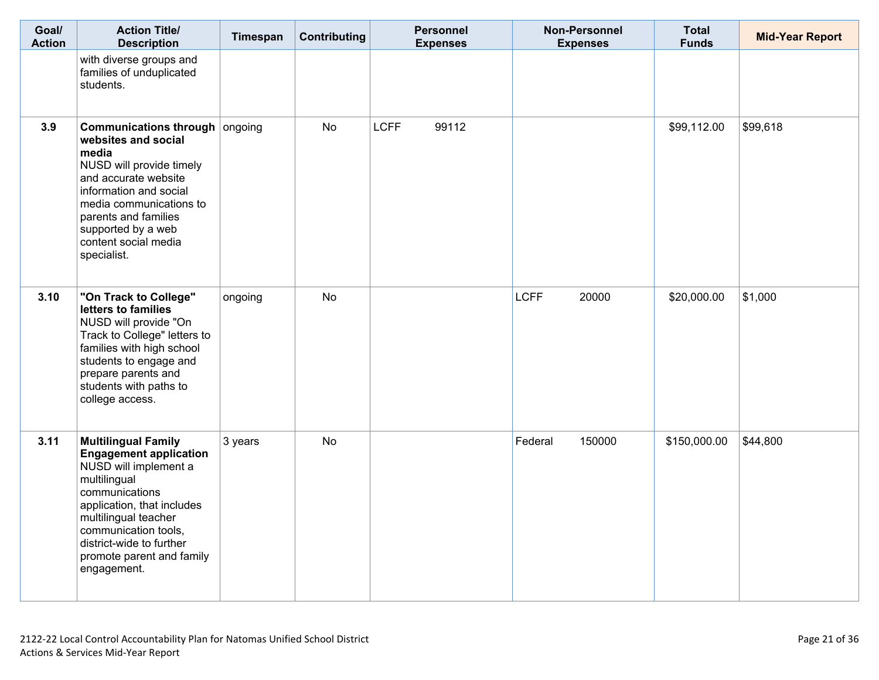| Goal/ Action | Action Title/ Description | Timespan | Contributing | Personnel Expenses | Non-Personnel Expenses | Total Funds | Mid-Year Report |
|---|---|---|---|---|---|---|---|
| | with diverse groups and families of unduplicated students. | | | | | | |
| **3.9** | **Communications through websites and social media** NUSD will provide timely and accurate website information and social media communications to parents and families supported by a web content social media specialist. | ongoing | No | LCFF 99112 | | $99,112.00 | $99,618 |
| **3.10** | **"On Track to College" letters to families** NUSD will provide "On Track to College" letters to families with high school students to engage and prepare parents and students with paths to college access. | ongoing | No | | LCFF 20000 | $20,000.00 | $1,000 |
| **3.11** | **Multilingual Family Engagement application** NUSD will implement a multilingual communications application, that includes multilingual teacher communication tools, district-wide to further promote parent and family engagement. | 3 years | No | | Federal 150000 | $150,000.00 | $44,800 |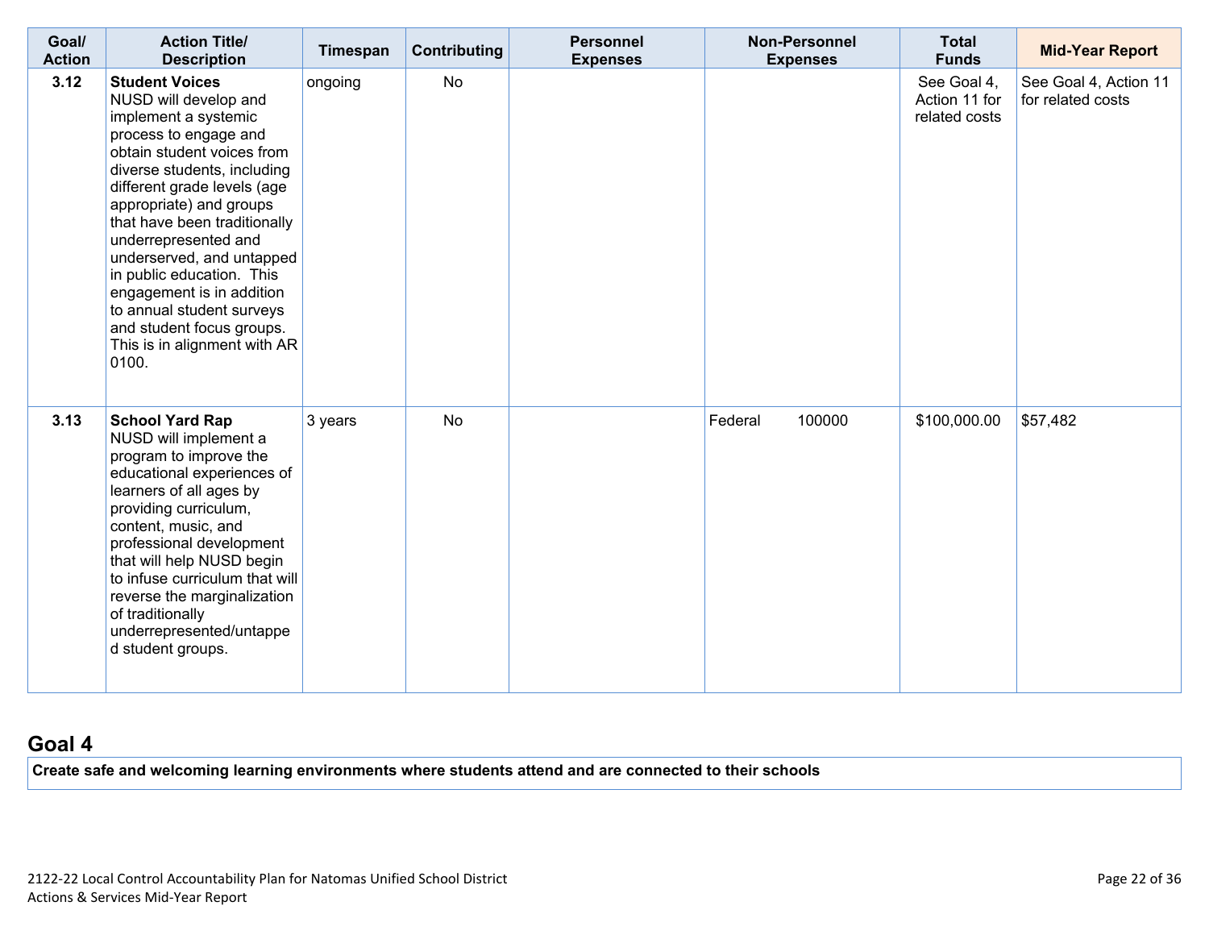| Goal/ Action | Action Title/ Description | Timespan | Contributing | Personnel Expenses | Non-Personnel Expenses | Total Funds | Mid-Year Report |
|---|---|---|---|---|---|---|---|
| 3.12 | **Student Voices** NUSD will develop and implement a systemic process to engage and obtain student voices from diverse students, including different grade levels (age appropriate) and groups that have been traditionally underrepresented and underserved, and untapped in public education. This engagement is in addition to annual student surveys and student focus groups. This is in alignment with AR 0100. | ongoing | No | | | See Goal 4, Action 11 for related costs | See Goal 4, Action 11 for related costs |
| 3.13 | **School Yard Rap** NUSD will implement a program to improve the educational experiences of learners of all ages by providing curriculum, content, music, and professional development that will help NUSD begin to infuse curriculum that will reverse the marginalization of traditionally underrepresented/untapped student groups. | 3 years | No | | Federal 100000 | $100,000.00 | $57,482 |

## Goal 4

**Create safe and welcoming learning environments where students attend and are connected to their schools**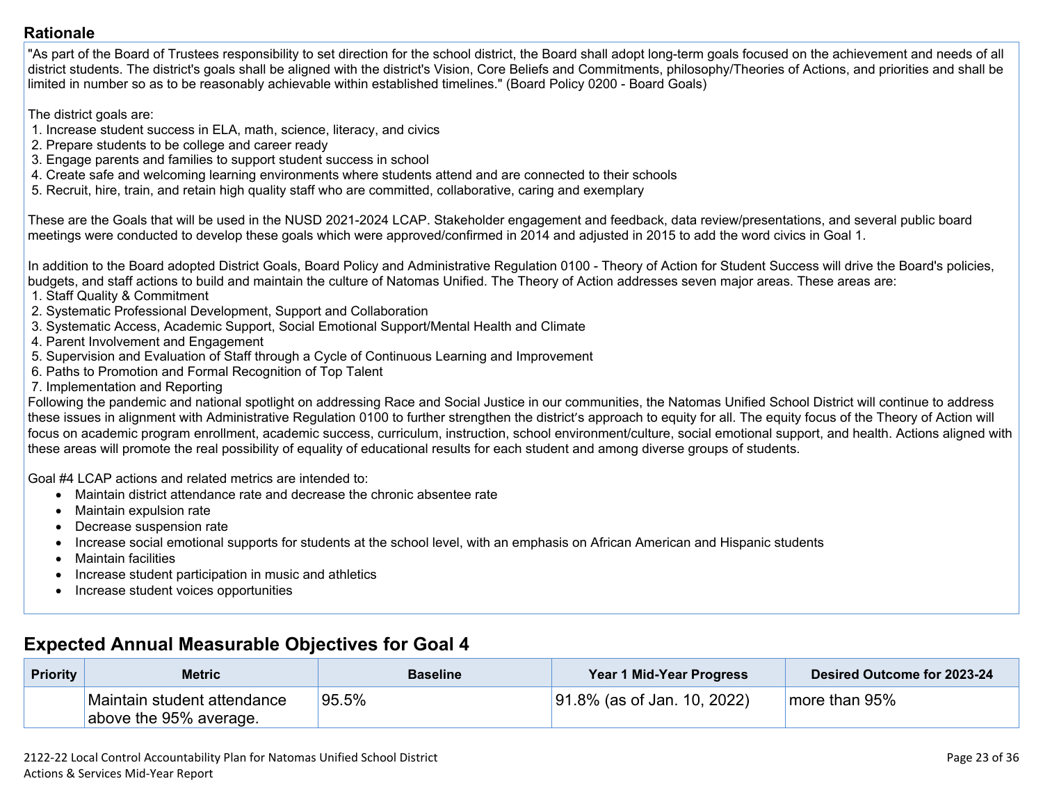## Rationale

"As part of the Board of Trustees responsibility to set direction for the school district, the Board shall adopt long-term goals focused on the achievement and needs of all district students. The district's goals shall be aligned with the district's Vision, Core Beliefs and Commitments, philosophy/Theories of Actions, and priorities and shall be limited in number so as to be reasonably achievable within established timelines." (Board Policy 0200 - Board Goals)

The district goals are:

1. Increase student success in ELA, math, science, literacy, and civics
2. Prepare students to be college and career ready
3. Engage parents and families to support student success in school
4. Create safe and welcoming learning environments where students attend and are connected to their schools
5. Recruit, hire, train, and retain high quality staff who are committed, collaborative, caring and exemplary

These are the Goals that will be used in the NUSD 2021-2024 LCAP. Stakeholder engagement and feedback, data review/presentations, and several public board meetings were conducted to develop these goals which were approved/confirmed in 2014 and adjusted in 2015 to add the word civics in Goal 1.

In addition to the Board adopted District Goals, Board Policy and Administrative Regulation 0100 - Theory of Action for Student Success will drive the Board's policies, budgets, and staff actions to build and maintain the culture of Natomas Unified. The Theory of Action addresses seven major areas. These areas are:

1. Staff Quality & Commitment
2. Systematic Professional Development, Support and Collaboration
3. Systematic Access, Academic Support, Social Emotional Support/Mental Health and Climate
4. Parent Involvement and Engagement
5. Supervision and Evaluation of Staff through a Cycle of Continuous Learning and Improvement
6. Paths to Promotion and Formal Recognition of Top Talent
7. Implementation and Reporting

Following the pandemic and national spotlight on addressing Race and Social Justice in our communities, the Natomas Unified School District will continue to address these issues in alignment with Administrative Regulation 0100 to further strengthen the district's approach to equity for all. The equity focus of the Theory of Action will focus on academic program enrollment, academic success, curriculum, instruction, school environment/culture, social emotional support, and health. Actions aligned with these areas will promote the real possibility of equality of educational results for each student and among diverse groups of students.

Goal #4 LCAP actions and related metrics are intended to:

- Maintain district attendance rate and decrease the chronic absentee rate
- Maintain expulsion rate
- Decrease suspension rate
- Increase social emotional supports for students at the school level, with an emphasis on African American and Hispanic students
- Maintain facilities
- Increase student participation in music and athletics
- Increase student voices opportunities

## Expected Annual Measurable Objectives for Goal 4

| Priority | Metric | Baseline | Year 1 Mid-Year Progress | Desired Outcome for 2023-24 |
|---|---|---|---|---|
| | Maintain student attendance above the 95% average. | 95.5% | 91.8% (as of Jan. 10, 2022) | more than 95% |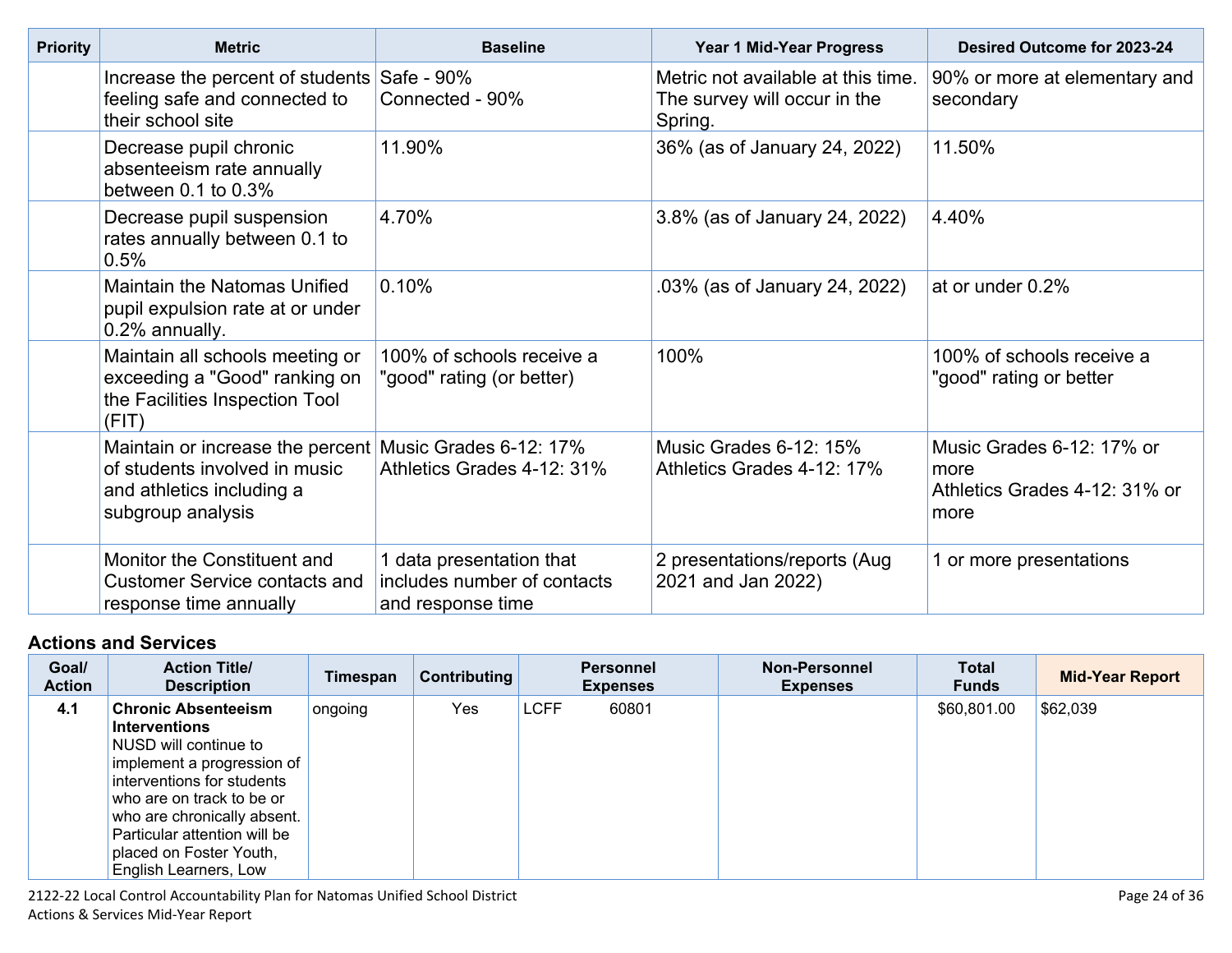| Priority | Metric | Baseline | Year 1 Mid-Year Progress | Desired Outcome for 2023-24 |
|---|---|---|---|---|
| | Increase the percent of students feeling safe and connected to their school site | Safe - 90%<br>Connected - 90% | Metric not available at this time. The survey will occur in the Spring. | 90% or more at elementary and secondary |
| | Decrease pupil chronic absenteeism rate annually between 0.1 to 0.3% | 11.90% | 36% (as of January 24, 2022) | 11.50% |
| | Decrease pupil suspension rates annually between 0.1 to 0.5% | 4.70% | 3.8% (as of January 24, 2022) | 4.40% |
| | Maintain the Natomas Unified pupil expulsion rate at or under 0.2% annually. | 0.10% | .03% (as of January 24, 2022) | at or under 0.2% |
| | Maintain all schools meeting or exceeding a "Good" ranking on the Facilities Inspection Tool (FIT) | 100% of schools receive a "good" rating (or better) | 100% | 100% of schools receive a "good" rating or better |
| | Maintain or increase the percent of students involved in music and athletics including a subgroup analysis | Music Grades 6-12: 17%<br>Athletics Grades 4-12: 31% | Music Grades 6-12: 15%<br>Athletics Grades 4-12: 17% | Music Grades 6-12: 17% or more<br>Athletics Grades 4-12: 31% or more |
| | Monitor the Constituent and Customer Service contacts and response time annually | 1 data presentation that includes number of contacts and response time | 2 presentations/reports (Aug 2021 and Jan 2022) | 1 or more presentations |

## Actions and Services

| Goal/ Action | Action Title/ Description | Timespan | Contributing | Personnel Expenses | Non-Personnel Expenses | Total Funds | Mid-Year Report |
|---|---|---|---|---|---|---|---|
| 4.1 | **Chronic Absenteeism Interventions**<br>NUSD will continue to implement a progression of interventions for students who are on track to be or who are chronically absent. Particular attention will be placed on Foster Youth, English Learners, Low | ongoing | Yes | LCFF 60801 | | $60,801.00 | $62,039 |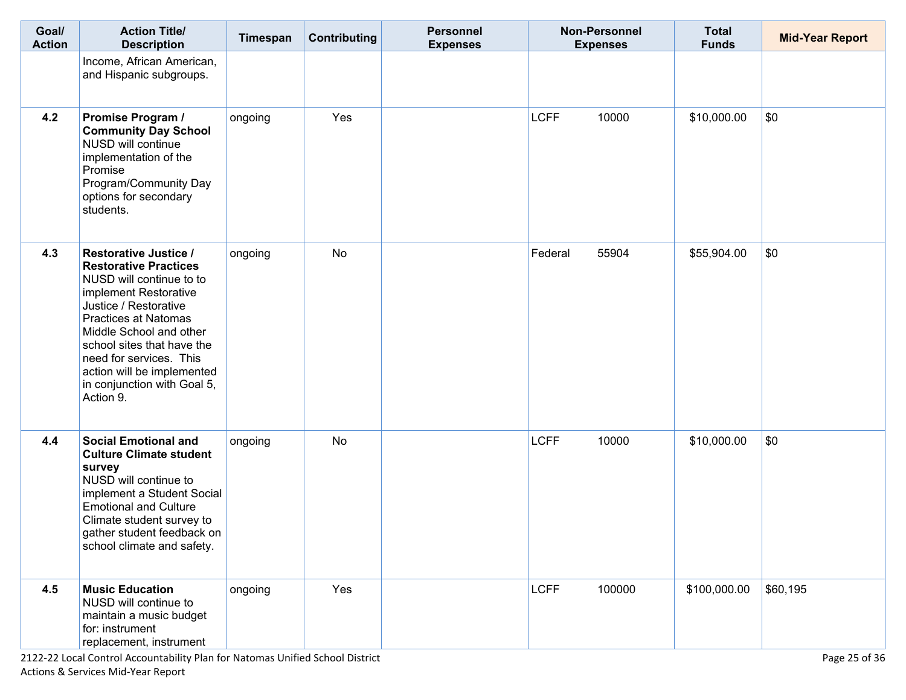| Goal/ Action | Action Title/ Description | Timespan | Contributing | Personnel Expenses | Non-Personnel Expenses | Total Funds | Mid-Year Report |
|---|---|---|---|---|---|---|---|
| | Income, African American, and Hispanic subgroups. | | | | | | |
| **4.2** | **Promise Program / Community Day School** NUSD will continue implementation of the Promise Program/Community Day options for secondary students. | ongoing | Yes | | LCFF 10000 | $10,000.00 | $0 |
| **4.3** | **Restorative Justice / Restorative Practices** NUSD will continue to to implement Restorative Justice / Restorative Practices at Natomas Middle School and other school sites that have the need for services. This action will be implemented in conjunction with Goal 5, Action 9. | ongoing | No | | Federal 55904 | $55,904.00 | $0 |
| **4.4** | **Social Emotional and Culture Climate student survey** NUSD will continue to implement a Student Social Emotional and Culture Climate student survey to gather student feedback on school climate and safety. | ongoing | No | | LCFF 10000 | $10,000.00 | $0 |
| **4.5** | **Music Education** NUSD will continue to maintain a music budget for: instrument replacement, instrument | ongoing | Yes | | LCFF 100000 | $100,000.00 | $60,195 |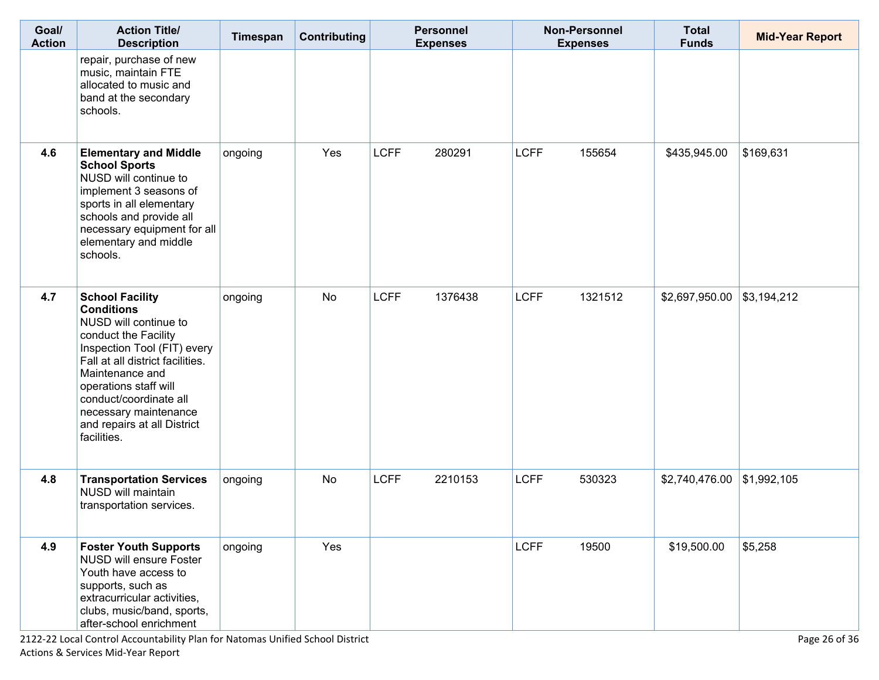| Goal/ Action | Action Title/ Description | Timespan | Contributing | Personnel Expenses | | Non-Personnel Expenses | | Total Funds | Mid-Year Report |
|---|---|---|---|---|---|---|---|---|---|
| | repair, purchase of new music, maintain FTE allocated to music and band at the secondary schools. | | | | | | | | |
| 4.6 | **Elementary and Middle School Sports** NUSD will continue to implement 3 seasons of sports in all elementary schools and provide all necessary equipment for all elementary and middle schools. | ongoing | Yes | LCFF | 280291 | LCFF | 155654 | $435,945.00 | $169,631 |
| 4.7 | **School Facility Conditions** NUSD will continue to conduct the Facility Inspection Tool (FIT) every Fall at all district facilities. Maintenance and operations staff will conduct/coordinate all necessary maintenance and repairs at all District facilities. | ongoing | No | LCFF | 1376438 | LCFF | 1321512 | $2,697,950.00 | $3,194,212 |
| 4.8 | **Transportation Services** NUSD will maintain transportation services. | ongoing | No | LCFF | 2210153 | LCFF | 530323 | $2,740,476.00 | $1,992,105 |
| 4.9 | **Foster Youth Supports** NUSD will ensure Foster Youth have access to supports, such as extracurricular activities, clubs, music/band, sports, after-school enrichment | ongoing | Yes | | | LCFF | 19500 | $19,500.00 | $5,258 |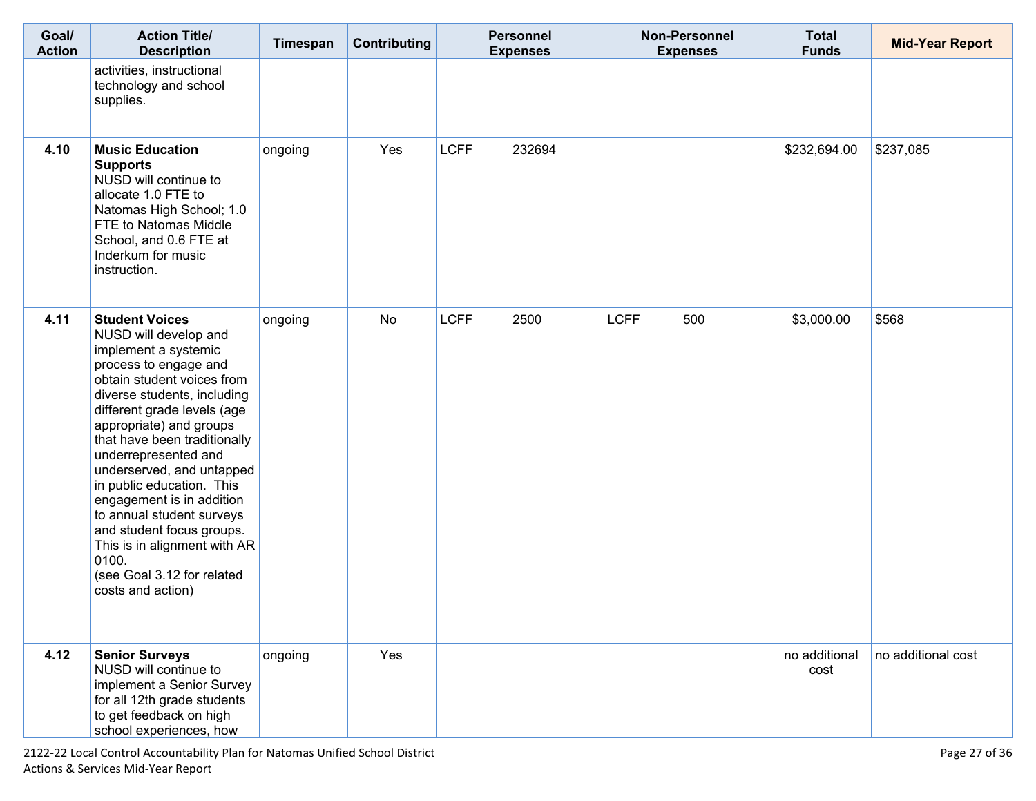| Goal/ Action | Action Title/ Description | Timespan | Contributing | Personnel Expenses | Non-Personnel Expenses | Total Funds | Mid-Year Report |
|---|---|---|---|---|---|---|---|
| | activities, instructional technology and school supplies. | | | | | | |
| 4.10 | **Music Education Supports** NUSD will continue to allocate 1.0 FTE to Natomas High School; 1.0 FTE to Natomas Middle School, and 0.6 FTE at Inderkum for music instruction. | ongoing | Yes | LCFF 232694 | | $232,694.00 | $237,085 |
| 4.11 | **Student Voices** NUSD will develop and implement a systemic process to engage and obtain student voices from diverse students, including different grade levels (age appropriate) and groups that have been traditionally underrepresented and underserved, and untapped in public education. This engagement is in addition to annual student surveys and student focus groups. This is in alignment with AR 0100. (see Goal 3.12 for related costs and action) | ongoing | No | LCFF 2500 | LCFF 500 | $3,000.00 | $568 |
| 4.12 | **Senior Surveys** NUSD will continue to implement a Senior Survey for all 12th grade students to get feedback on high school experiences, how | ongoing | Yes | | | no additional cost | no additional cost |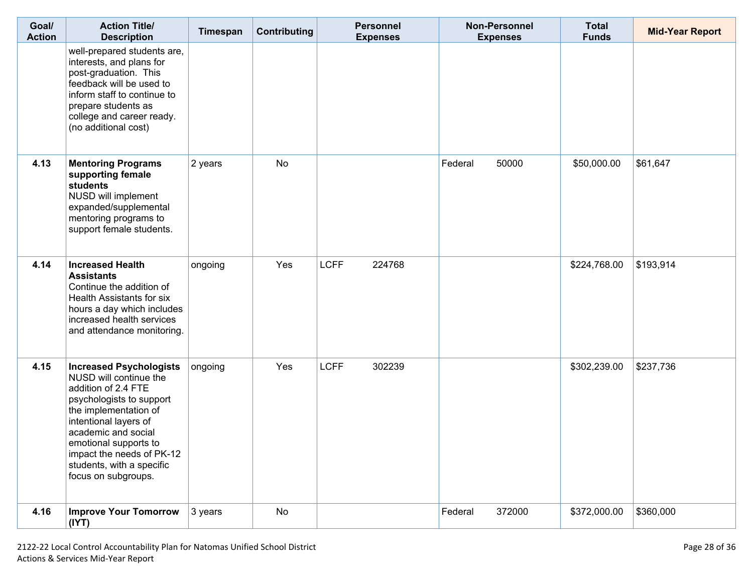| Goal/ Action | Action Title/ Description | Timespan | Contributing | Personnel Expenses | Non-Personnel Expenses | Total Funds | Mid-Year Report |
|---|---|---|---|---|---|---|---|
| | well-prepared students are, interests, and plans for post-graduation. This feedback will be used to inform staff to continue to prepare students as college and career ready. (no additional cost) | | | | | | |
| **4.13** | **Mentoring Programs supporting female students** NUSD will implement expanded/supplemental mentoring programs to support female students. | 2 years | No | | Federal 50000 | $50,000.00 | $61,647 |
| **4.14** | **Increased Health Assistants** Continue the addition of Health Assistants for six hours a day which includes increased health services and attendance monitoring. | ongoing | Yes | LCFF 224768 | | $224,768.00 | $193,914 |
| **4.15** | **Increased Psychologists** NUSD will continue the addition of 2.4 FTE psychologists to support the implementation of intentional layers of academic and social emotional supports to impact the needs of PK-12 students, with a specific focus on subgroups. | ongoing | Yes | LCFF 302239 | | $302,239.00 | $237,736 |
| **4.16** | **Improve Your Tomorrow (IYT)** | 3 years | No | | Federal 372000 | $372,000.00 | $360,000 |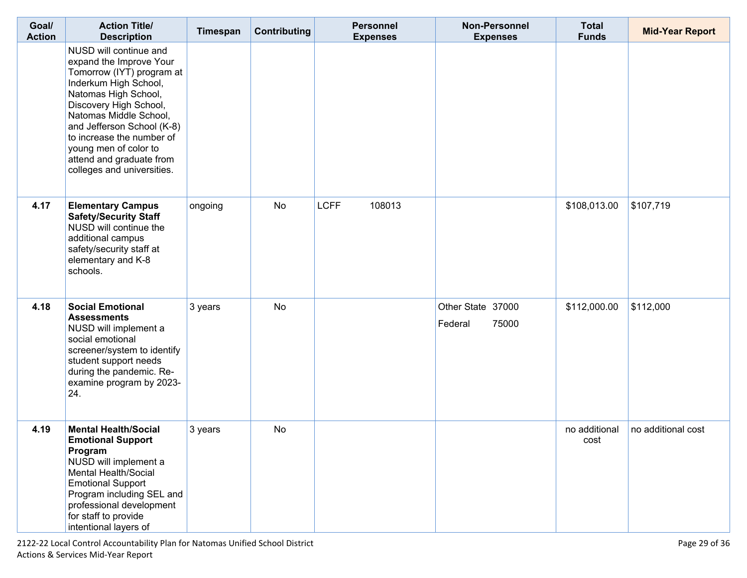| Goal/ Action | Action Title/ Description | Timespan | Contributing | Personnel Expenses | Non-Personnel Expenses | Total Funds | Mid-Year Report |
|---|---|---|---|---|---|---|---|
| | NUSD will continue and expand the Improve Your Tomorrow (IYT) program at Inderkum High School, Natomas High School, Discovery High School, Natomas Middle School, and Jefferson School (K-8) to increase the number of young men of color to attend and graduate from colleges and universities. | | | | | | |
| 4.17 | **Elementary Campus Safety/Security Staff** NUSD will continue the additional campus safety/security staff at elementary and K-8 schools. | ongoing | No | LCFF 108013 | | $108,013.00 | $107,719 |
| 4.18 | **Social Emotional Assessments** NUSD will implement a social emotional screener/system to identify student support needs during the pandemic. Re-examine program by 2023-24. | 3 years | No | | Other State 37000<br>Federal 75000 | $112,000.00 | $112,000 |
| 4.19 | **Mental Health/Social Emotional Support Program** NUSD will implement a Mental Health/Social Emotional Support Program including SEL and professional development for staff to provide intentional layers of | 3 years | No | | | no additional cost | no additional cost |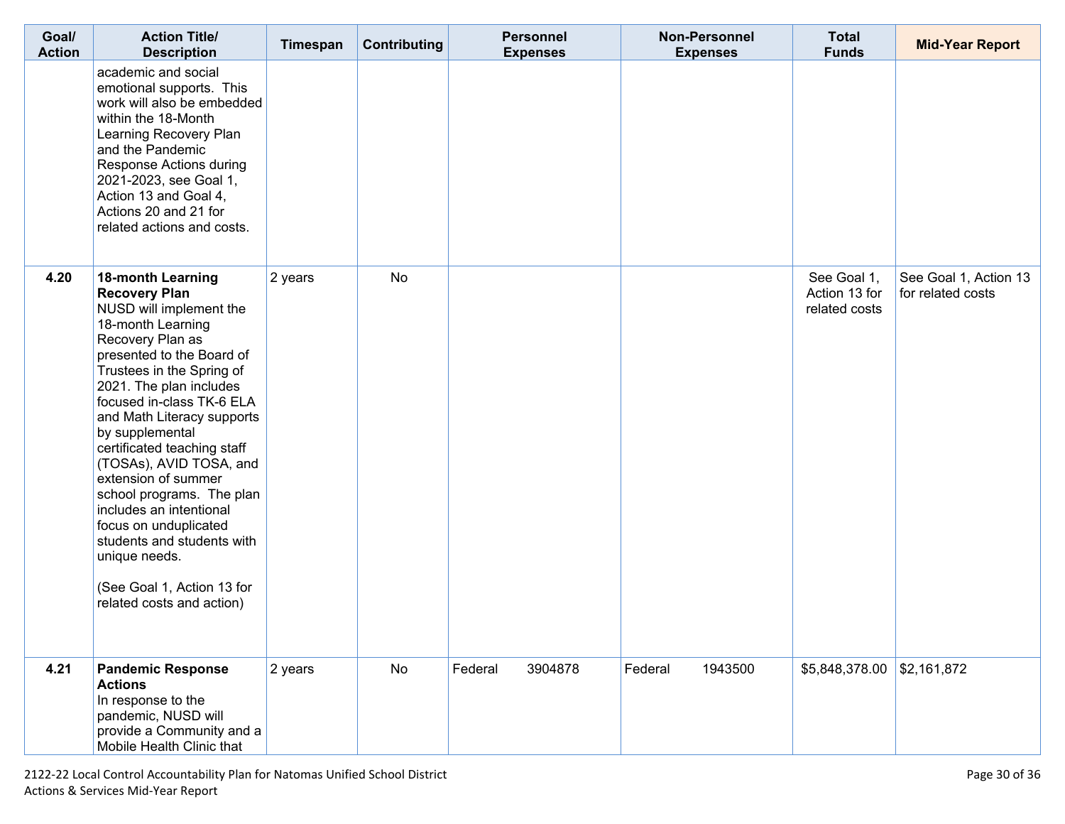| Goal/ Action | Action Title/ Description | Timespan | Contributing | Personnel Expenses | Non-Personnel Expenses | Total Funds | Mid-Year Report |
|---|---|---|---|---|---|---|---|
| | academic and social emotional supports. This work will also be embedded within the 18-Month Learning Recovery Plan and the Pandemic Response Actions during 2021-2023, see Goal 1, Action 13 and Goal 4, Actions 20 and 21 for related actions and costs. | | | | | | |
| **4.20** | **18-month Learning Recovery Plan** NUSD will implement the 18-month Learning Recovery Plan as presented to the Board of Trustees in the Spring of 2021. The plan includes focused in-class TK-6 ELA and Math Literacy supports by supplemental certificated teaching staff (TOSAs), AVID TOSA, and extension of summer school programs. The plan includes an intentional focus on unduplicated students and students with unique needs. (See Goal 1, Action 13 for related costs and action) | 2 years | No | | | See Goal 1, Action 13 for related costs | See Goal 1, Action 13 for related costs |
| **4.21** | **Pandemic Response Actions** In response to the pandemic, NUSD will provide a Community and a Mobile Health Clinic that | 2 years | No | Federal 3904878 | Federal 1943500 | $5,848,378.00 | $2,161,872 |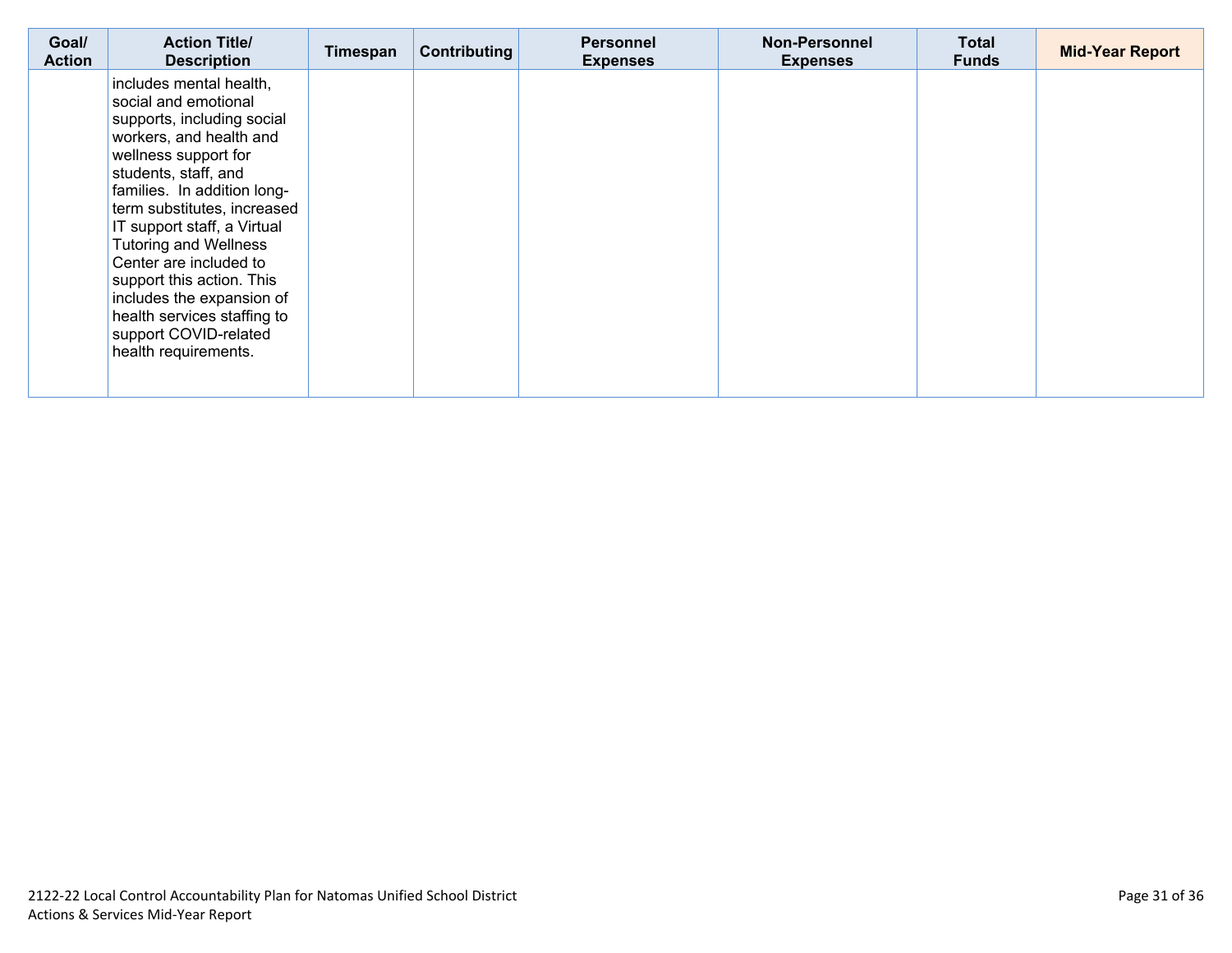| Goal/ Action | Action Title/ Description | Timespan | Contributing | Personnel Expenses | Non-Personnel Expenses | Total Funds | Mid-Year Report |
|---|---|---|---|---|---|---|---|
| | includes mental health, social and emotional supports, including social workers, and health and wellness support for students, staff, and families. In addition long-term substitutes, increased IT support staff, a Virtual Tutoring and Wellness Center are included to support this action. This includes the expansion of health services staffing to support COVID-related health requirements. | | | | | | |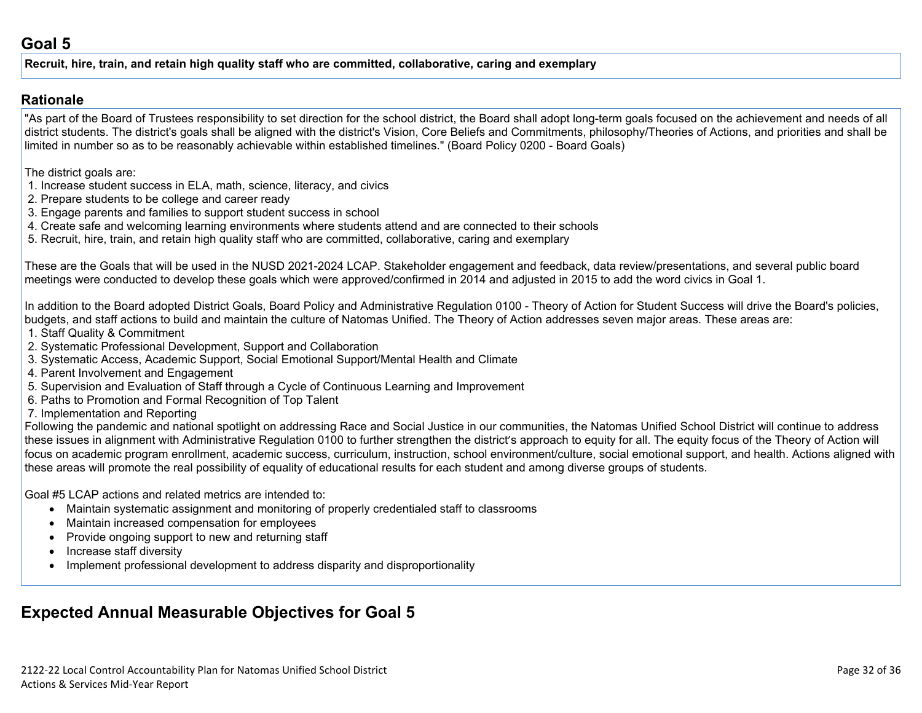## Goal 5

**Recruit, hire, train, and retain high quality staff who are committed, collaborative, caring and exemplary**

### Rationale

"As part of the Board of Trustees responsibility to set direction for the school district, the Board shall adopt long-term goals focused on the achievement and needs of all district students. The district's goals shall be aligned with the district's Vision, Core Beliefs and Commitments, philosophy/Theories of Actions, and priorities and shall be limited in number so as to be reasonably achievable within established timelines." (Board Policy 0200 - Board Goals)

The district goals are:

1. Increase student success in ELA, math, science, literacy, and civics
2. Prepare students to be college and career ready
3. Engage parents and families to support student success in school
4. Create safe and welcoming learning environments where students attend and are connected to their schools
5. Recruit, hire, train, and retain high quality staff who are committed, collaborative, caring and exemplary

These are the Goals that will be used in the NUSD 2021-2024 LCAP. Stakeholder engagement and feedback, data review/presentations, and several public board meetings were conducted to develop these goals which were approved/confirmed in 2014 and adjusted in 2015 to add the word civics in Goal 1.

In addition to the Board adopted District Goals, Board Policy and Administrative Regulation 0100 - Theory of Action for Student Success will drive the Board's policies, budgets, and staff actions to build and maintain the culture of Natomas Unified. The Theory of Action addresses seven major areas. These areas are:

1. Staff Quality & Commitment
2. Systematic Professional Development, Support and Collaboration
3. Systematic Access, Academic Support, Social Emotional Support/Mental Health and Climate
4. Parent Involvement and Engagement
5. Supervision and Evaluation of Staff through a Cycle of Continuous Learning and Improvement
6. Paths to Promotion and Formal Recognition of Top Talent
7. Implementation and Reporting

Following the pandemic and national spotlight on addressing Race and Social Justice in our communities, the Natomas Unified School District will continue to address these issues in alignment with Administrative Regulation 0100 to further strengthen the district's approach to equity for all. The equity focus of the Theory of Action will focus on academic program enrollment, academic success, curriculum, instruction, school environment/culture, social emotional support, and health. Actions aligned with these areas will promote the real possibility of equality of educational results for each student and among diverse groups of students.

Goal #5 LCAP actions and related metrics are intended to:

- Maintain systematic assignment and monitoring of properly credentialed staff to classrooms
- Maintain increased compensation for employees
- Provide ongoing support to new and returning staff
- Increase staff diversity
- Implement professional development to address disparity and disproportionality

## Expected Annual Measurable Objectives for Goal 5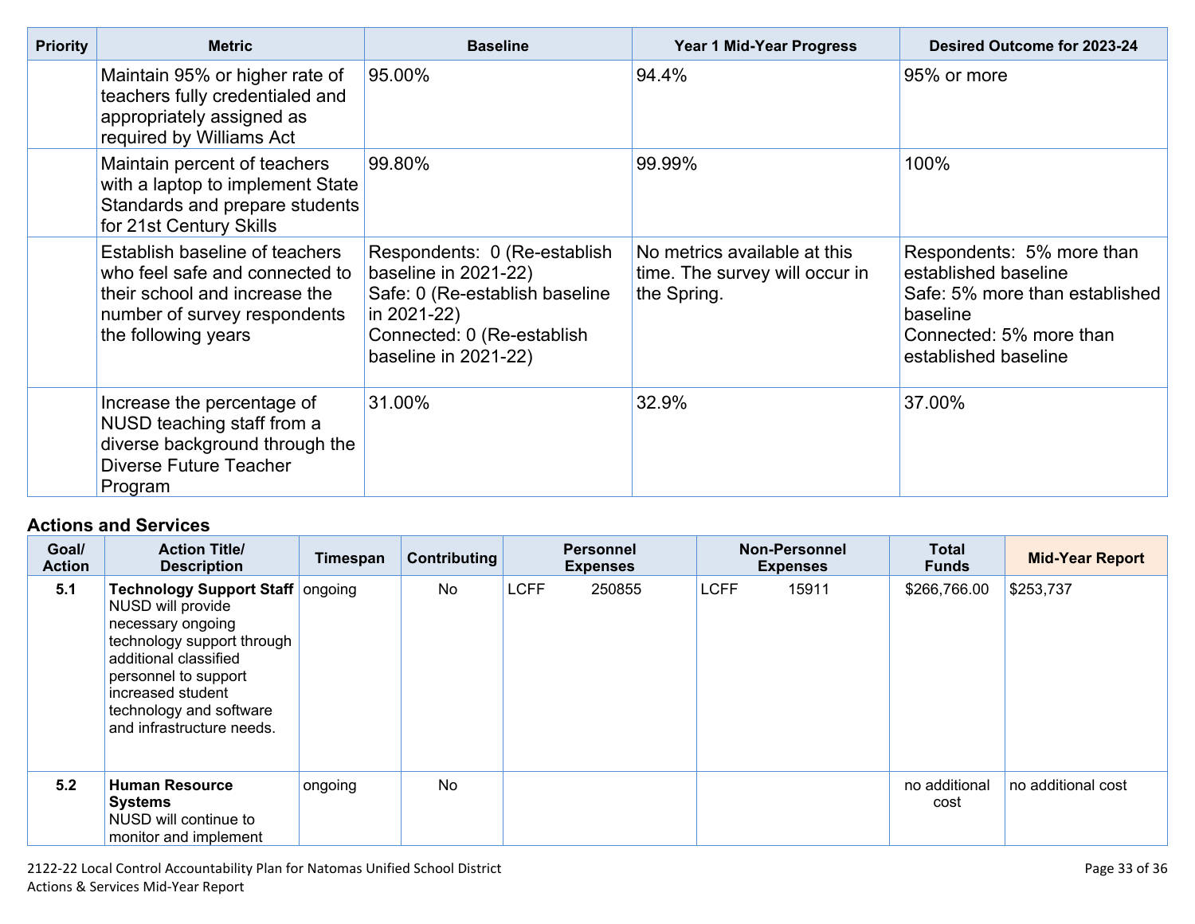| Priority | Metric | Baseline | Year 1 Mid-Year Progress | Desired Outcome for 2023-24 |
|---|---|---|---|---|
| | Maintain 95% or higher rate of teachers fully credentialed and appropriately assigned as required by Williams Act | 95.00% | 94.4% | 95% or more |
| | Maintain percent of teachers with a laptop to implement State Standards and prepare students for 21st Century Skills | 99.80% | 99.99% | 100% |
| | Establish baseline of teachers who feel safe and connected to their school and increase the number of survey respondents the following years | Respondents: 0 (Re-establish baseline in 2021-22)<br>Safe: 0 (Re-establish baseline in 2021-22)<br>Connected: 0 (Re-establish baseline in 2021-22) | No metrics available at this time. The survey will occur in the Spring. | Respondents: 5% more than established baseline<br>Safe: 5% more than established baseline<br>Connected: 5% more than established baseline |
| | Increase the percentage of NUSD teaching staff from a diverse background through the Diverse Future Teacher Program | 31.00% | 32.9% | 37.00% |

## Actions and Services

| Goal/ Action | Action Title/ Description | Timespan | Contributing | Personnel Expenses | Non-Personnel Expenses | Total Funds | Mid-Year Report |
|---|---|---|---|---|---|---|---|
| 5.1 | **Technology Support Staff** NUSD will provide necessary ongoing technology support through additional classified personnel to support increased student technology and software and infrastructure needs. | ongoing | No | LCFF 250855 | LCFF 15911 | $266,766.00 | $253,737 |
| 5.2 | **Human Resource Systems** NUSD will continue to monitor and implement | ongoing | No | | | no additional cost | no additional cost |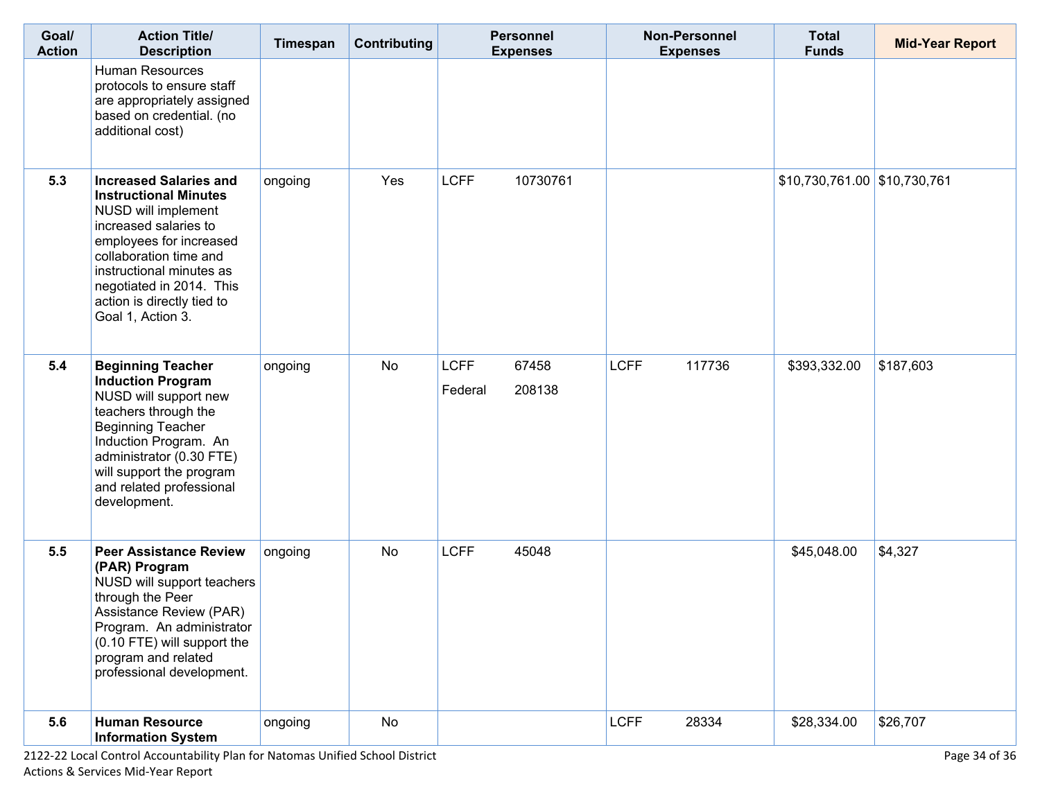| Goal/ Action | Action Title/ Description | Timespan | Contributing | Personnel Expenses | Non-Personnel Expenses | Total Funds | Mid-Year Report |
|---|---|---|---|---|---|---|---|
| | Human Resources protocols to ensure staff are appropriately assigned based on credential. (no additional cost) | | | | | | |
| 5.3 | **Increased Salaries and Instructional Minutes** NUSD will implement increased salaries to employees for increased collaboration time and instructional minutes as negotiated in 2014. This action is directly tied to Goal 1, Action 3. | ongoing | Yes | LCFF 10730761 | | $10,730,761.00 | $10,730,761 |
| 5.4 | **Beginning Teacher Induction Program** NUSD will support new teachers through the Beginning Teacher Induction Program. An administrator (0.30 FTE) will support the program and related professional development. | ongoing | No | LCFF 67458<br>Federal 208138 | LCFF 117736 | $393,332.00 | $187,603 |
| 5.5 | **Peer Assistance Review (PAR) Program** NUSD will support teachers through the Peer Assistance Review (PAR) Program. An administrator (0.10 FTE) will support the program and related professional development. | ongoing | No | LCFF 45048 | | $45,048.00 | $4,327 |
| 5.6 | **Human Resource Information System** | ongoing | No | | LCFF 28334 | $28,334.00 | $26,707 |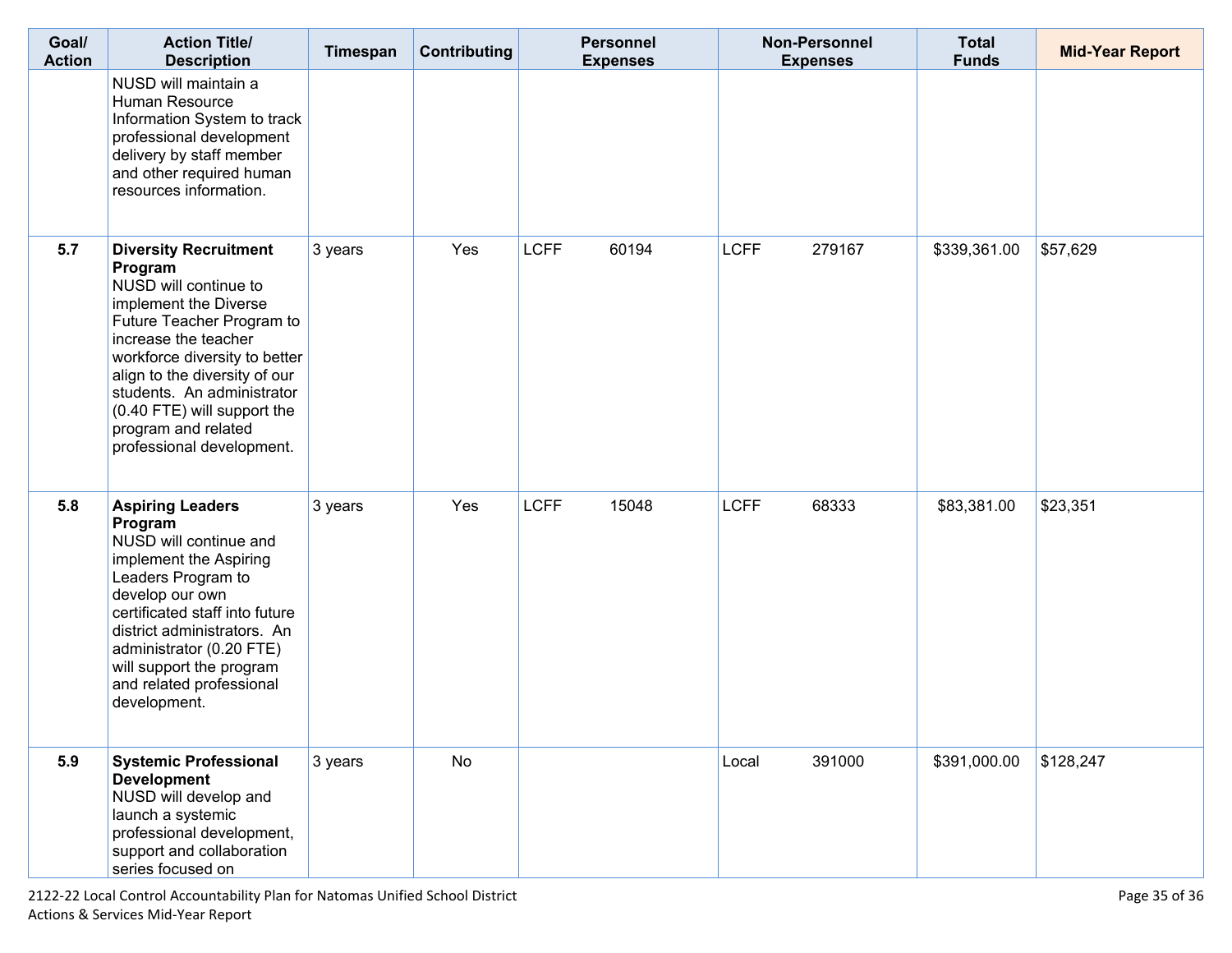| Goal/ Action | Action Title/ Description | Timespan | Contributing | Personnel Expenses | | Non-Personnel Expenses | | Total Funds | Mid-Year Report |
|---|---|---|---|---|---|---|---|---|---|
| | NUSD will maintain a Human Resource Information System to track professional development delivery by staff member and other required human resources information. | | | | | | | | |
| 5.7 | **Diversity Recruitment Program** NUSD will continue to implement the Diverse Future Teacher Program to increase the teacher workforce diversity to better align to the diversity of our students. An administrator (0.40 FTE) will support the program and related professional development. | 3 years | Yes | LCFF | 60194 | LCFF | 279167 | $339,361.00 | $57,629 |
| 5.8 | **Aspiring Leaders Program** NUSD will continue and implement the Aspiring Leaders Program to develop our own certificated staff into future district administrators. An administrator (0.20 FTE) will support the program and related professional development. | 3 years | Yes | LCFF | 15048 | LCFF | 68333 | $83,381.00 | $23,351 |
| 5.9 | **Systemic Professional Development** NUSD will develop and launch a systemic professional development, support and collaboration series focused on | 3 years | No | | | Local | 391000 | $391,000.00 | $128,247 |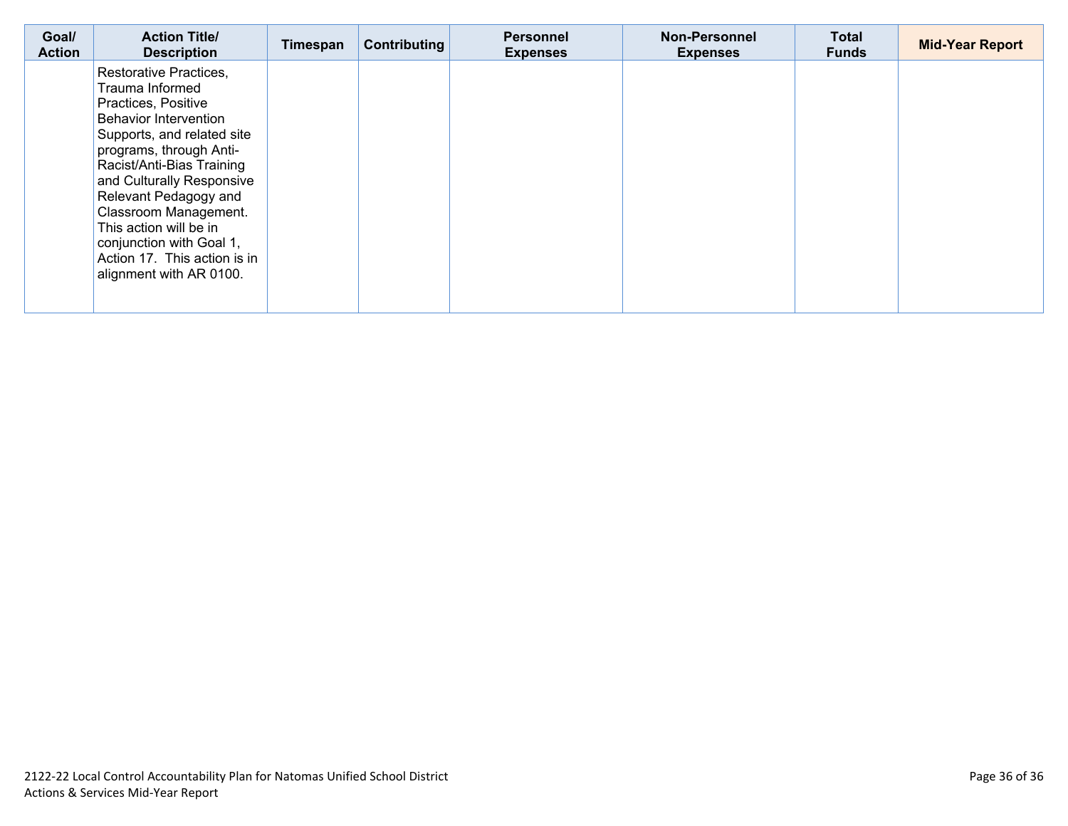| Goal/ Action | Action Title/ Description | Timespan | Contributing | Personnel Expenses | Non-Personnel Expenses | Total Funds | Mid-Year Report |
|---|---|---|---|---|---|---|---|
| | Restorative Practices, Trauma Informed Practices, Positive Behavior Intervention Supports, and related site programs, through Anti-Racist/Anti-Bias Training and Culturally Responsive Relevant Pedagogy and Classroom Management. This action will be in conjunction with Goal 1, Action 17. This action is in alignment with AR 0100. | | | | | | |